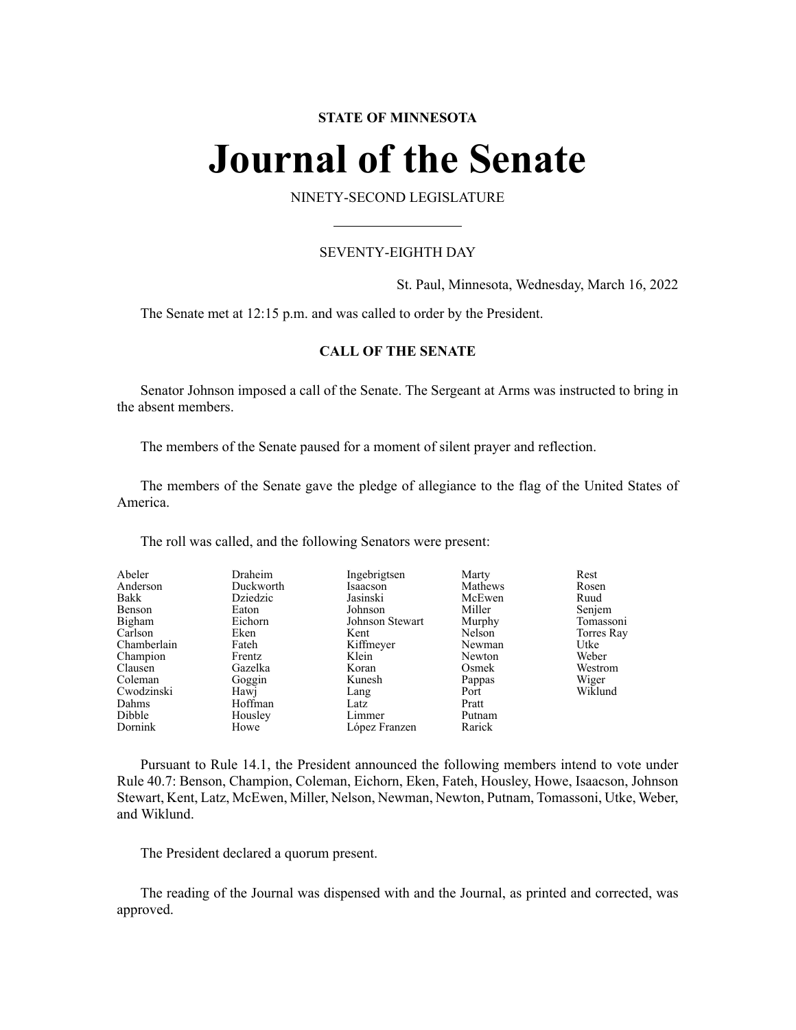**STATE OF MINNESOTA**

# Journal of the Senate

NINETY-SECOND LEGISLATURE

SEVENTY-EIGHTH DAY

St. Paul, Minnesota, Wednesday, March 16, 2022

The Senate met at 12:15 p.m. and was called to order by the President.

## CALL OF THE SENATE

Senator Johnson imposed a call of the Senate. The Sergeant at Arms was instructed to bring in the absent members.

The members of the Senate paused for a moment of silent prayer and reflection.

The members of the Senate gave the pledge of allegiance to the flag of the United States of America.

The roll was called, and the following Senators were present:

| | | | | |
|---|---|---|---|---|
| Abeler | Draheim | Ingebrigtsen | Marty | Rest |
| Anderson | Duckworth | Isaacson | Mathews | Rosen |
| Bakk | Dziedzic | Jasinski | McEwen | Ruud |
| Benson | Eaton | Johnson | Miller | Senjem |
| Bigham | Eichorn | Johnson Stewart | Murphy | Tomassoni |
| Carlson | Eken | Kent | Nelson | Torres Ray |
| Chamberlain | Fateh | Kiffmeyer | Newman | Utke |
| Champion | Frentz | Klein | Newton | Weber |
| Clausen | Gazelka | Koran | Osmek | Westrom |
| Coleman | Goggin | Kunesh | Pappas | Wiger |
| Cwodzinski | Hawj | Lang | Port | Wiklund |
| Dahms | Hoffman | Latz | Pratt | |
| Dibble | Housley | Limmer | Putnam | |
| Dornink | Howe | López Franzen | Rarick | |

Pursuant to Rule 14.1, the President announced the following members intend to vote under Rule 40.7: Benson, Champion, Coleman, Eichorn, Eken, Fateh, Housley, Howe, Isaacson, Johnson Stewart, Kent, Latz, McEwen, Miller, Nelson, Newman, Newton, Putnam, Tomassoni, Utke, Weber, and Wiklund.

The President declared a quorum present.

The reading of the Journal was dispensed with and the Journal, as printed and corrected, was approved.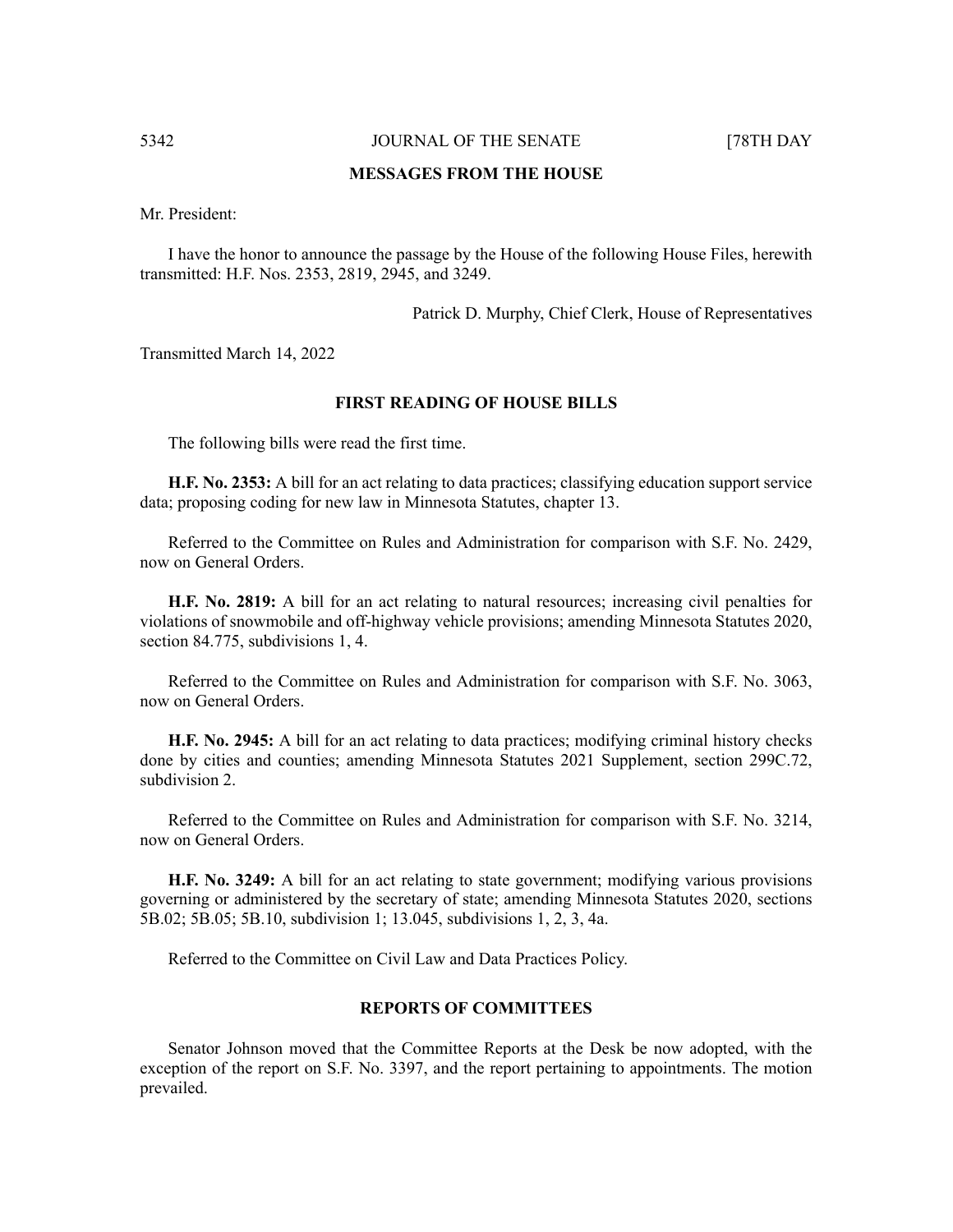## MESSAGES FROM THE HOUSE

Mr. President:

I have the honor to announce the passage by the House of the following House Files, herewith transmitted: H.F. Nos. 2353, 2819, 2945, and 3249.

Patrick D. Murphy, Chief Clerk, House of Representatives

Transmitted March 14, 2022

## FIRST READING OF HOUSE BILLS

The following bills were read the first time.

**H.F. No. 2353:** A bill for an act relating to data practices; classifying education support service data; proposing coding for new law in Minnesota Statutes, chapter 13.

Referred to the Committee on Rules and Administration for comparison with S.F. No. 2429, now on General Orders.

**H.F. No. 2819:** A bill for an act relating to natural resources; increasing civil penalties for violations of snowmobile and off-highway vehicle provisions; amending Minnesota Statutes 2020, section 84.775, subdivisions 1, 4.

Referred to the Committee on Rules and Administration for comparison with S.F. No. 3063, now on General Orders.

**H.F. No. 2945:** A bill for an act relating to data practices; modifying criminal history checks done by cities and counties; amending Minnesota Statutes 2021 Supplement, section 299C.72, subdivision 2.

Referred to the Committee on Rules and Administration for comparison with S.F. No. 3214, now on General Orders.

**H.F. No. 3249:** A bill for an act relating to state government; modifying various provisions governing or administered by the secretary of state; amending Minnesota Statutes 2020, sections 5B.02; 5B.05; 5B.10, subdivision 1; 13.045, subdivisions 1, 2, 3, 4a.

Referred to the Committee on Civil Law and Data Practices Policy.

## REPORTS OF COMMITTEES

Senator Johnson moved that the Committee Reports at the Desk be now adopted, with the exception of the report on S.F. No. 3397, and the report pertaining to appointments. The motion prevailed.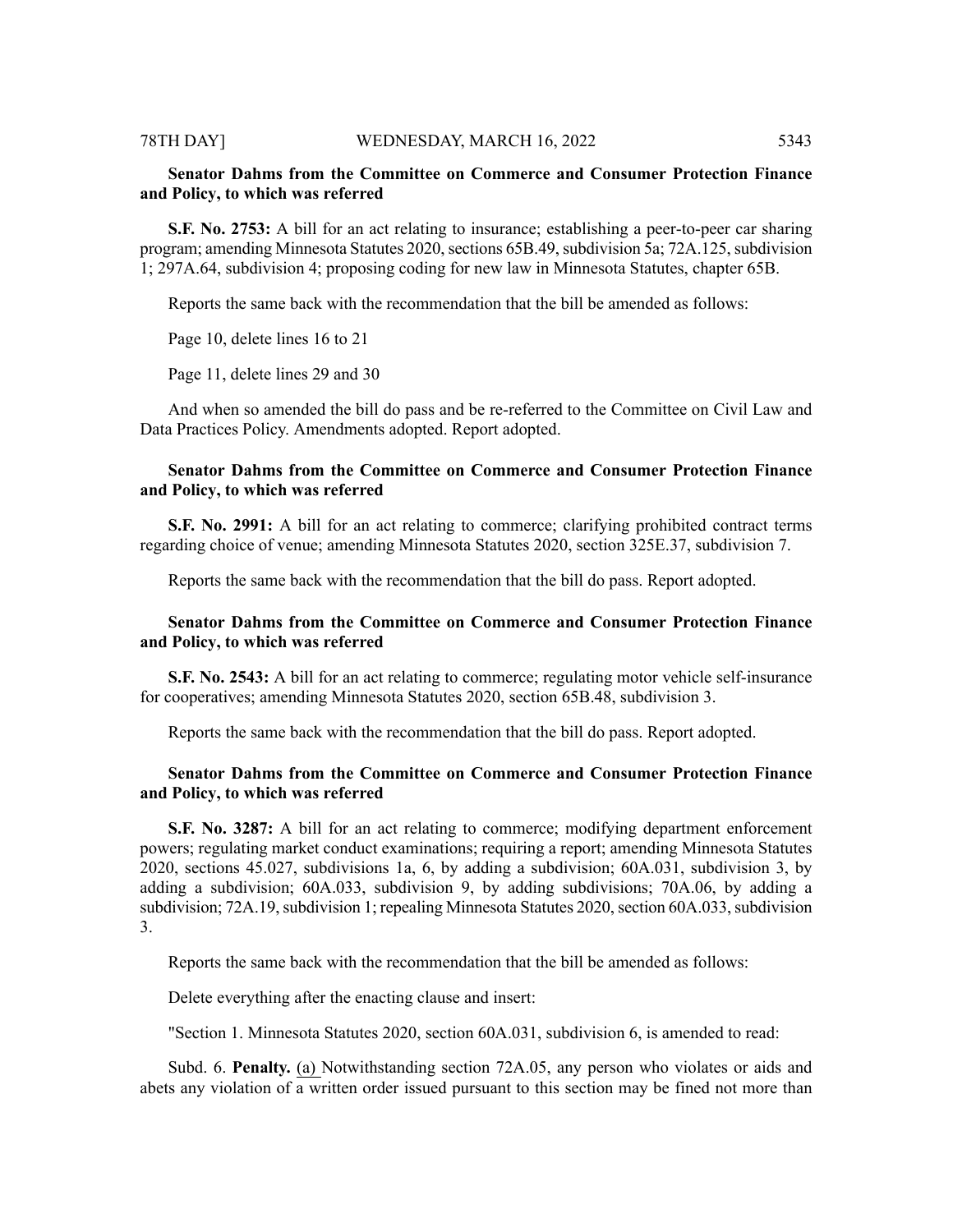**Senator Dahms from the Committee on Commerce and Consumer Protection Finance and Policy, to which was referred**

**S.F. No. 2753:** A bill for an act relating to insurance; establishing a peer-to-peer car sharing program; amending Minnesota Statutes 2020, sections 65B.49, subdivision 5a; 72A.125, subdivision 1; 297A.64, subdivision 4; proposing coding for new law in Minnesota Statutes, chapter 65B.

Reports the same back with the recommendation that the bill be amended as follows:

Page 10, delete lines 16 to 21

Page 11, delete lines 29 and 30

And when so amended the bill do pass and be re-referred to the Committee on Civil Law and Data Practices Policy. Amendments adopted. Report adopted.

**Senator Dahms from the Committee on Commerce and Consumer Protection Finance and Policy, to which was referred**

**S.F. No. 2991:** A bill for an act relating to commerce; clarifying prohibited contract terms regarding choice of venue; amending Minnesota Statutes 2020, section 325E.37, subdivision 7.

Reports the same back with the recommendation that the bill do pass. Report adopted.

**Senator Dahms from the Committee on Commerce and Consumer Protection Finance and Policy, to which was referred**

**S.F. No. 2543:** A bill for an act relating to commerce; regulating motor vehicle self-insurance for cooperatives; amending Minnesota Statutes 2020, section 65B.48, subdivision 3.

Reports the same back with the recommendation that the bill do pass. Report adopted.

**Senator Dahms from the Committee on Commerce and Consumer Protection Finance and Policy, to which was referred**

**S.F. No. 3287:** A bill for an act relating to commerce; modifying department enforcement powers; regulating market conduct examinations; requiring a report; amending Minnesota Statutes 2020, sections 45.027, subdivisions 1a, 6, by adding a subdivision; 60A.031, subdivision 3, by adding a subdivision; 60A.033, subdivision 9, by adding subdivisions; 70A.06, by adding a subdivision; 72A.19, subdivision 1; repealing Minnesota Statutes 2020, section 60A.033, subdivision 3.

Reports the same back with the recommendation that the bill be amended as follows:

Delete everything after the enacting clause and insert:

"Section 1. Minnesota Statutes 2020, section 60A.031, subdivision 6, is amended to read:

Subd. 6. **Penalty.** (a) Notwithstanding section 72A.05, any person who violates or aids and abets any violation of a written order issued pursuant to this section may be fined not more than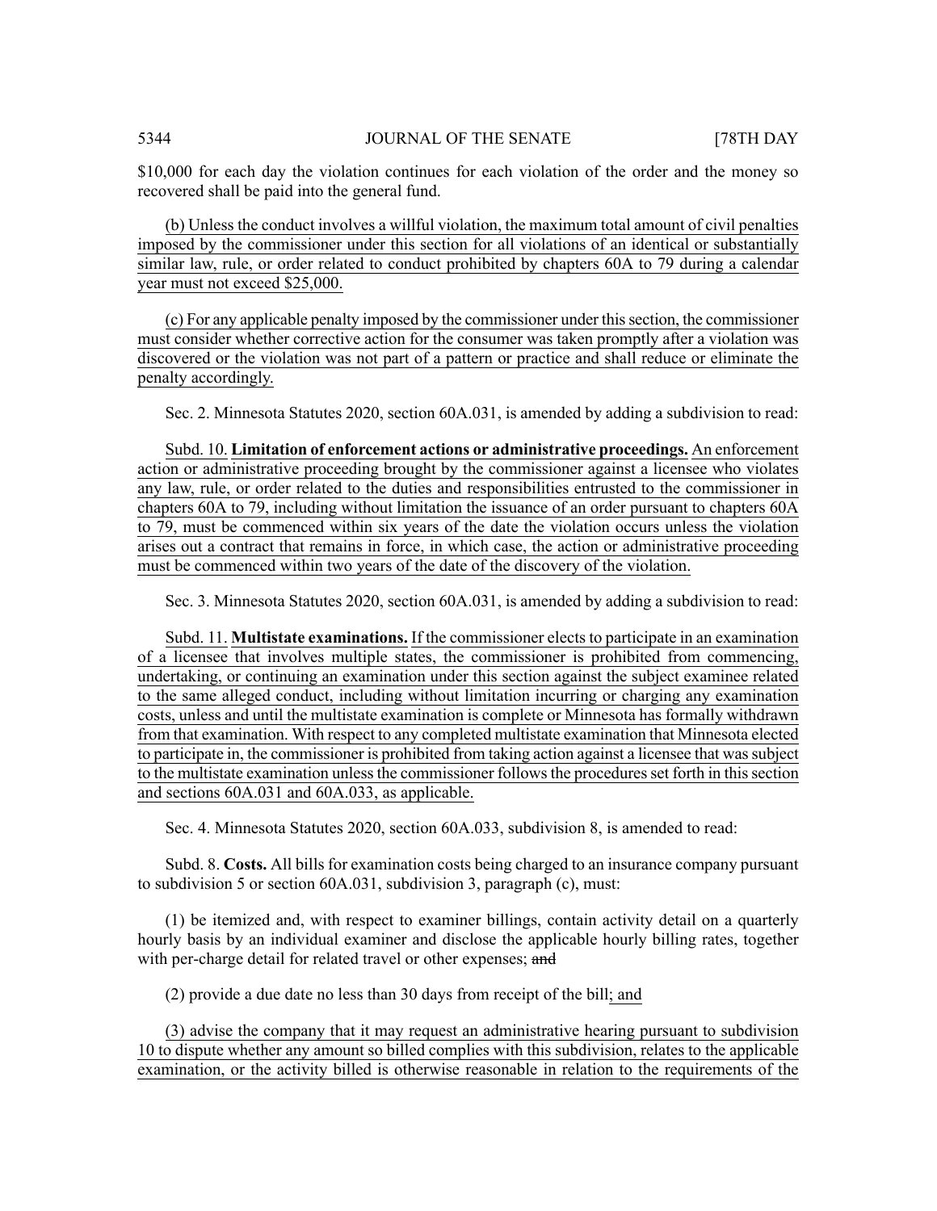$10,000 for each day the violation continues for each violation of the order and the money so recovered shall be paid into the general fund.

(b) Unless the conduct involves a willful violation, the maximum total amount of civil penalties imposed by the commissioner under this section for all violations of an identical or substantially similar law, rule, or order related to conduct prohibited by chapters 60A to 79 during a calendar year must not exceed $25,000.

(c) For any applicable penalty imposed by the commissioner under this section, the commissioner must consider whether corrective action for the consumer was taken promptly after a violation was discovered or the violation was not part of a pattern or practice and shall reduce or eliminate the penalty accordingly.

Sec. 2. Minnesota Statutes 2020, section 60A.031, is amended by adding a subdivision to read:

Subd. 10. **Limitation of enforcement actions or administrative proceedings.** An enforcement action or administrative proceeding brought by the commissioner against a licensee who violates any law, rule, or order related to the duties and responsibilities entrusted to the commissioner in chapters 60A to 79, including without limitation the issuance of an order pursuant to chapters 60A to 79, must be commenced within six years of the date the violation occurs unless the violation arises out a contract that remains in force, in which case, the action or administrative proceeding must be commenced within two years of the date of the discovery of the violation.

Sec. 3. Minnesota Statutes 2020, section 60A.031, is amended by adding a subdivision to read:

Subd. 11. **Multistate examinations.** If the commissioner elects to participate in an examination of a licensee that involves multiple states, the commissioner is prohibited from commencing, undertaking, or continuing an examination under this section against the subject examinee related to the same alleged conduct, including without limitation incurring or charging any examination costs, unless and until the multistate examination is complete or Minnesota has formally withdrawn from that examination. With respect to any completed multistate examination that Minnesota elected to participate in, the commissioner is prohibited from taking action against a licensee that was subject to the multistate examination unless the commissioner follows the procedures set forth in this section and sections 60A.031 and 60A.033, as applicable.

Sec. 4. Minnesota Statutes 2020, section 60A.033, subdivision 8, is amended to read:

Subd. 8. **Costs.** All bills for examination costs being charged to an insurance company pursuant to subdivision 5 or section 60A.031, subdivision 3, paragraph (c), must:

(1) be itemized and, with respect to examiner billings, contain activity detail on a quarterly hourly basis by an individual examiner and disclose the applicable hourly billing rates, together with per-charge detail for related travel or other expenses; ~~and~~

(2) provide a due date no less than 30 days from receipt of the bill; and

(3) advise the company that it may request an administrative hearing pursuant to subdivision 10 to dispute whether any amount so billed complies with this subdivision, relates to the applicable examination, or the activity billed is otherwise reasonable in relation to the requirements of the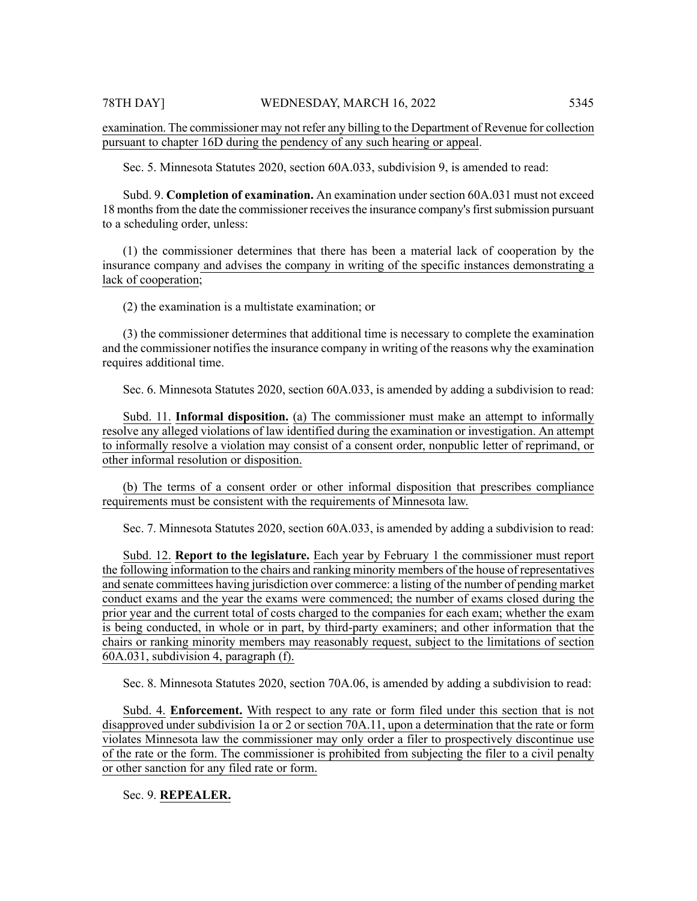examination. The commissioner may not refer any billing to the Department of Revenue for collection pursuant to chapter 16D during the pendency of any such hearing or appeal.

Sec. 5. Minnesota Statutes 2020, section 60A.033, subdivision 9, is amended to read:

Subd. 9. **Completion of examination.** An examination under section 60A.031 must not exceed 18 months from the date the commissioner receives the insurance company's first submission pursuant to a scheduling order, unless:

(1) the commissioner determines that there has been a material lack of cooperation by the insurance company and advises the company in writing of the specific instances demonstrating a lack of cooperation;

(2) the examination is a multistate examination; or

(3) the commissioner determines that additional time is necessary to complete the examination and the commissioner notifies the insurance company in writing of the reasons why the examination requires additional time.

Sec. 6. Minnesota Statutes 2020, section 60A.033, is amended by adding a subdivision to read:

Subd. 11. **Informal disposition.** (a) The commissioner must make an attempt to informally resolve any alleged violations of law identified during the examination or investigation. An attempt to informally resolve a violation may consist of a consent order, nonpublic letter of reprimand, or other informal resolution or disposition.

(b) The terms of a consent order or other informal disposition that prescribes compliance requirements must be consistent with the requirements of Minnesota law.

Sec. 7. Minnesota Statutes 2020, section 60A.033, is amended by adding a subdivision to read:

Subd. 12. **Report to the legislature.** Each year by February 1 the commissioner must report the following information to the chairs and ranking minority members of the house of representatives and senate committees having jurisdiction over commerce: a listing of the number of pending market conduct exams and the year the exams were commenced; the number of exams closed during the prior year and the current total of costs charged to the companies for each exam; whether the exam is being conducted, in whole or in part, by third-party examiners; and other information that the chairs or ranking minority members may reasonably request, subject to the limitations of section 60A.031, subdivision 4, paragraph (f).

Sec. 8. Minnesota Statutes 2020, section 70A.06, is amended by adding a subdivision to read:

Subd. 4. **Enforcement.** With respect to any rate or form filed under this section that is not disapproved under subdivision 1a or 2 or section 70A.11, upon a determination that the rate or form violates Minnesota law the commissioner may only order a filer to prospectively discontinue use of the rate or the form. The commissioner is prohibited from subjecting the filer to a civil penalty or other sanction for any filed rate or form.

Sec. 9. **REPEALER.**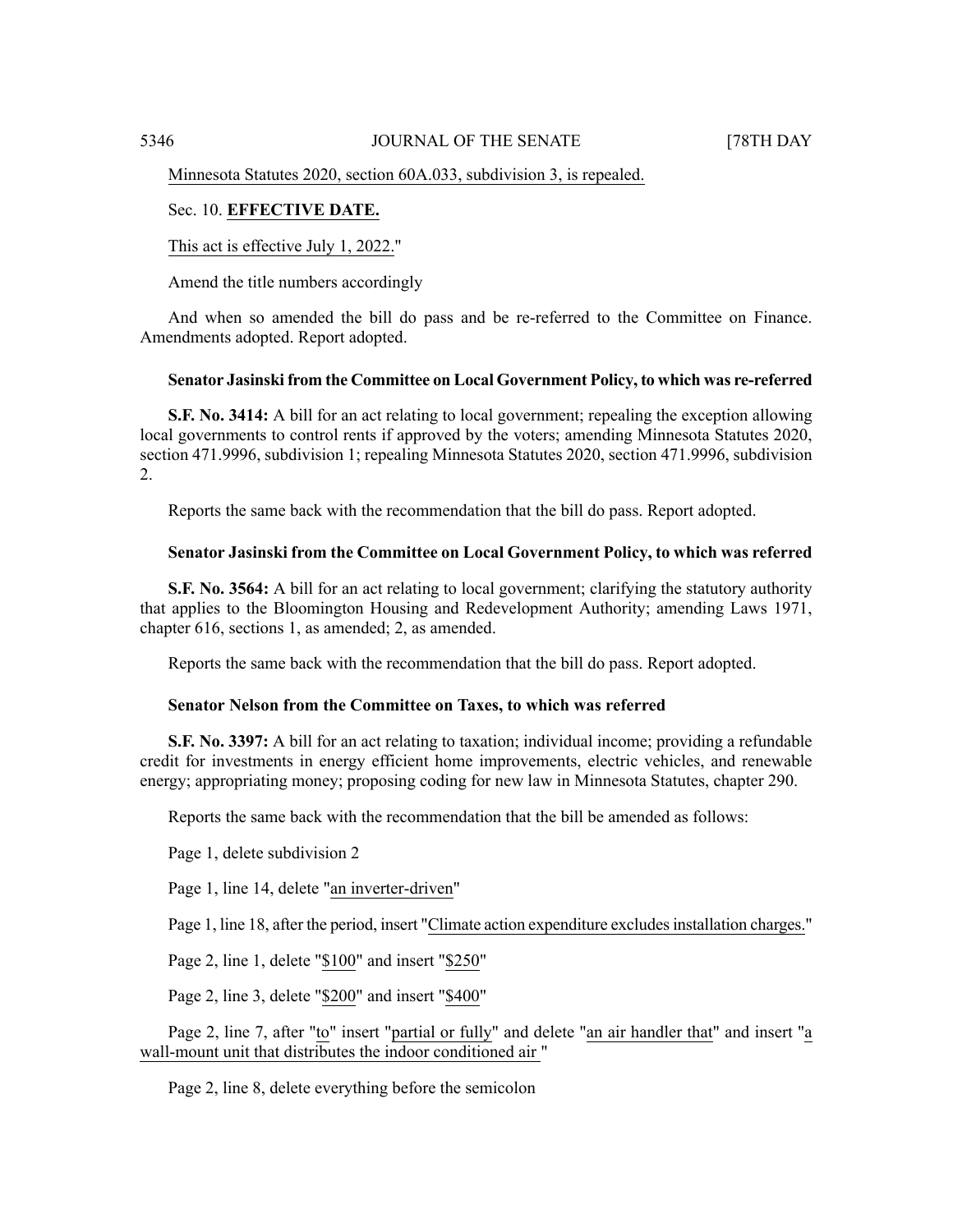Minnesota Statutes 2020, section 60A.033, subdivision 3, is repealed.

Sec. 10. **EFFECTIVE DATE.**

This act is effective July 1, 2022."

Amend the title numbers accordingly

And when so amended the bill do pass and be re-referred to the Committee on Finance. Amendments adopted. Report adopted.

**Senator Jasinski from the Committee on Local Government Policy, to which was re-referred**

**S.F. No. 3414:** A bill for an act relating to local government; repealing the exception allowing local governments to control rents if approved by the voters; amending Minnesota Statutes 2020, section 471.9996, subdivision 1; repealing Minnesota Statutes 2020, section 471.9996, subdivision 2.

Reports the same back with the recommendation that the bill do pass. Report adopted.

**Senator Jasinski from the Committee on Local Government Policy, to which was referred**

**S.F. No. 3564:** A bill for an act relating to local government; clarifying the statutory authority that applies to the Bloomington Housing and Redevelopment Authority; amending Laws 1971, chapter 616, sections 1, as amended; 2, as amended.

Reports the same back with the recommendation that the bill do pass. Report adopted.

**Senator Nelson from the Committee on Taxes, to which was referred**

**S.F. No. 3397:** A bill for an act relating to taxation; individual income; providing a refundable credit for investments in energy efficient home improvements, electric vehicles, and renewable energy; appropriating money; proposing coding for new law in Minnesota Statutes, chapter 290.

Reports the same back with the recommendation that the bill be amended as follows:

Page 1, delete subdivision 2

Page 1, line 14, delete "an inverter-driven"

Page 1, line 18, after the period, insert "Climate action expenditure excludes installation charges."

Page 2, line 1, delete "$100" and insert "$250"

Page 2, line 3, delete "$200" and insert "$400"

Page 2, line 7, after "to" insert "partial or fully" and delete "an air handler that" and insert "a wall-mount unit that distributes the indoor conditioned air "

Page 2, line 8, delete everything before the semicolon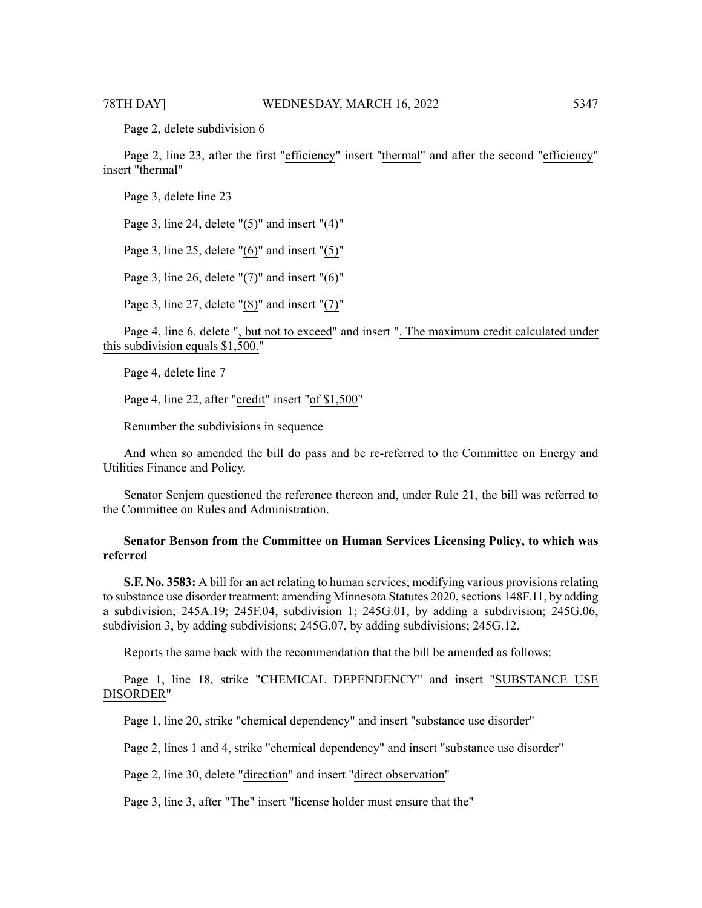Page 2, delete subdivision 6

Page 2, line 23, after the first "efficiency" insert "thermal" and after the second "efficiency" insert "thermal"

Page 3, delete line 23

Page 3, line 24, delete "(5)" and insert "(4)"

Page 3, line 25, delete "(6)" and insert "(5)"

Page 3, line 26, delete "(7)" and insert "(6)"

Page 3, line 27, delete "(8)" and insert "(7)"

Page 4, line 6, delete ", but not to exceed" and insert ". The maximum credit calculated under this subdivision equals $1,500."

Page 4, delete line 7

Page 4, line 22, after "credit" insert "of $1,500"

Renumber the subdivisions in sequence

And when so amended the bill do pass and be re-referred to the Committee on Energy and Utilities Finance and Policy.

Senator Senjem questioned the reference thereon and, under Rule 21, the bill was referred to the Committee on Rules and Administration.

**Senator Benson from the Committee on Human Services Licensing Policy, to which was referred**

**S.F. No. 3583:** A bill for an act relating to human services; modifying various provisions relating to substance use disorder treatment; amending Minnesota Statutes 2020, sections 148F.11, by adding a subdivision; 245A.19; 245F.04, subdivision 1; 245G.01, by adding a subdivision; 245G.06, subdivision 3, by adding subdivisions; 245G.07, by adding subdivisions; 245G.12.

Reports the same back with the recommendation that the bill be amended as follows:

Page 1, line 18, strike "CHEMICAL DEPENDENCY" and insert "SUBSTANCE USE DISORDER"

Page 1, line 20, strike "chemical dependency" and insert "substance use disorder"

Page 2, lines 1 and 4, strike "chemical dependency" and insert "substance use disorder"

Page 2, line 30, delete "direction" and insert "direct observation"

Page 3, line 3, after "The" insert "license holder must ensure that the"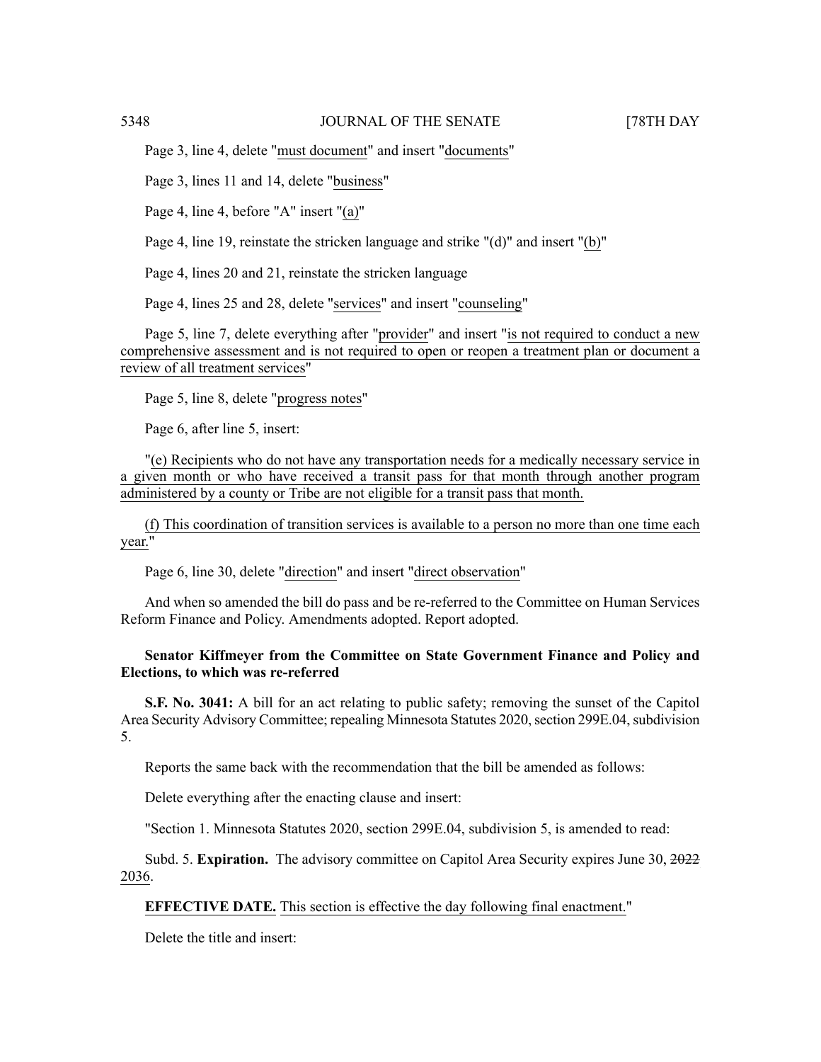Page 3, line 4, delete "must document" and insert "documents"

Page 3, lines 11 and 14, delete "business"

Page 4, line 4, before "A" insert "(a)"

Page 4, line 19, reinstate the stricken language and strike "(d)" and insert "(b)"

Page 4, lines 20 and 21, reinstate the stricken language

Page 4, lines 25 and 28, delete "services" and insert "counseling"

Page 5, line 7, delete everything after "provider" and insert "is not required to conduct a new comprehensive assessment and is not required to open or reopen a treatment plan or document a review of all treatment services"

Page 5, line 8, delete "progress notes"

Page 6, after line 5, insert:

"(e) Recipients who do not have any transportation needs for a medically necessary service in a given month or who have received a transit pass for that month through another program administered by a county or Tribe are not eligible for a transit pass that month.

(f) This coordination of transition services is available to a person no more than one time each year."

Page 6, line 30, delete "direction" and insert "direct observation"

And when so amended the bill do pass and be re-referred to the Committee on Human Services Reform Finance and Policy. Amendments adopted. Report adopted.

**Senator Kiffmeyer from the Committee on State Government Finance and Policy and Elections, to which was re-referred**

**S.F. No. 3041:** A bill for an act relating to public safety; removing the sunset of the Capitol Area Security Advisory Committee; repealing Minnesota Statutes 2020, section 299E.04, subdivision 5.

Reports the same back with the recommendation that the bill be amended as follows:

Delete everything after the enacting clause and insert:

"Section 1. Minnesota Statutes 2020, section 299E.04, subdivision 5, is amended to read:

Subd. 5. **Expiration.** The advisory committee on Capitol Area Security expires June 30, ~~2022~~ 2036.

**EFFECTIVE DATE.** This section is effective the day following final enactment."

Delete the title and insert: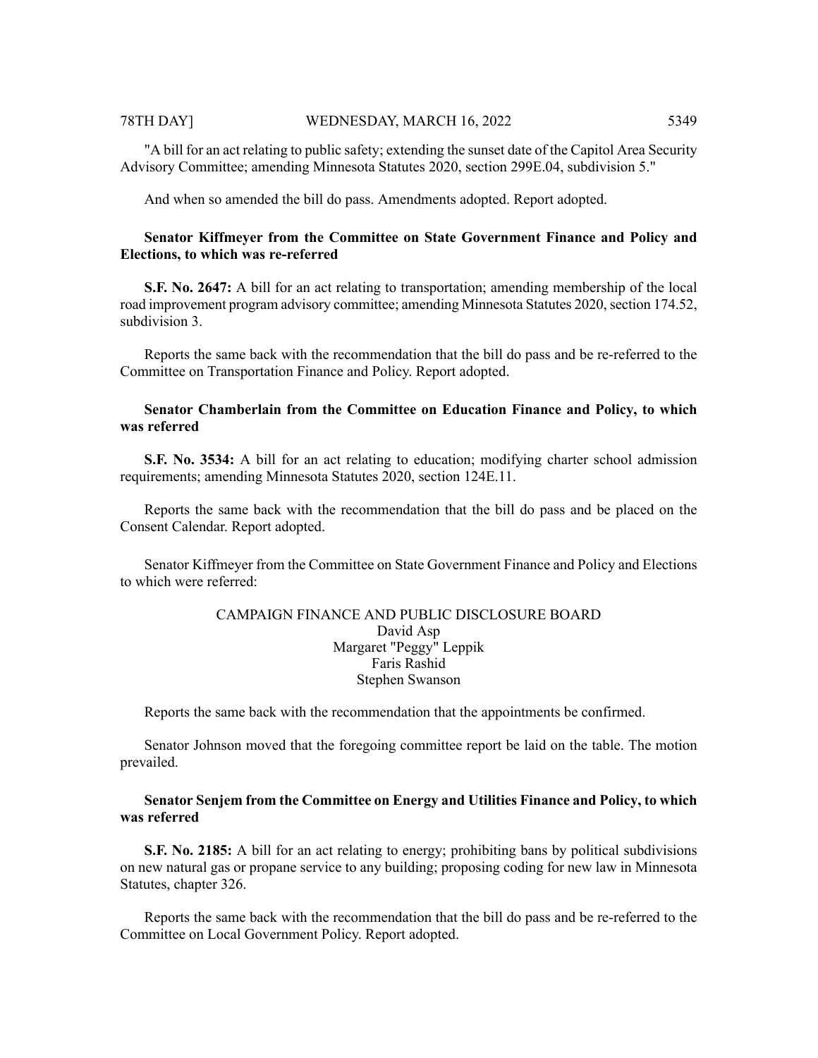"A bill for an act relating to public safety; extending the sunset date of the Capitol Area Security Advisory Committee; amending Minnesota Statutes 2020, section 299E.04, subdivision 5."

And when so amended the bill do pass. Amendments adopted. Report adopted.

**Senator Kiffmeyer from the Committee on State Government Finance and Policy and Elections, to which was re-referred**

**S.F. No. 2647:** A bill for an act relating to transportation; amending membership of the local road improvement program advisory committee; amending Minnesota Statutes 2020, section 174.52, subdivision 3.

Reports the same back with the recommendation that the bill do pass and be re-referred to the Committee on Transportation Finance and Policy. Report adopted.

**Senator Chamberlain from the Committee on Education Finance and Policy, to which was referred**

**S.F. No. 3534:** A bill for an act relating to education; modifying charter school admission requirements; amending Minnesota Statutes 2020, section 124E.11.

Reports the same back with the recommendation that the bill do pass and be placed on the Consent Calendar. Report adopted.

Senator Kiffmeyer from the Committee on State Government Finance and Policy and Elections to which were referred:

CAMPAIGN FINANCE AND PUBLIC DISCLOSURE BOARD
David Asp
Margaret "Peggy" Leppik
Faris Rashid
Stephen Swanson

Reports the same back with the recommendation that the appointments be confirmed.

Senator Johnson moved that the foregoing committee report be laid on the table. The motion prevailed.

**Senator Senjem from the Committee on Energy and Utilities Finance and Policy, to which was referred**

**S.F. No. 2185:** A bill for an act relating to energy; prohibiting bans by political subdivisions on new natural gas or propane service to any building; proposing coding for new law in Minnesota Statutes, chapter 326.

Reports the same back with the recommendation that the bill do pass and be re-referred to the Committee on Local Government Policy. Report adopted.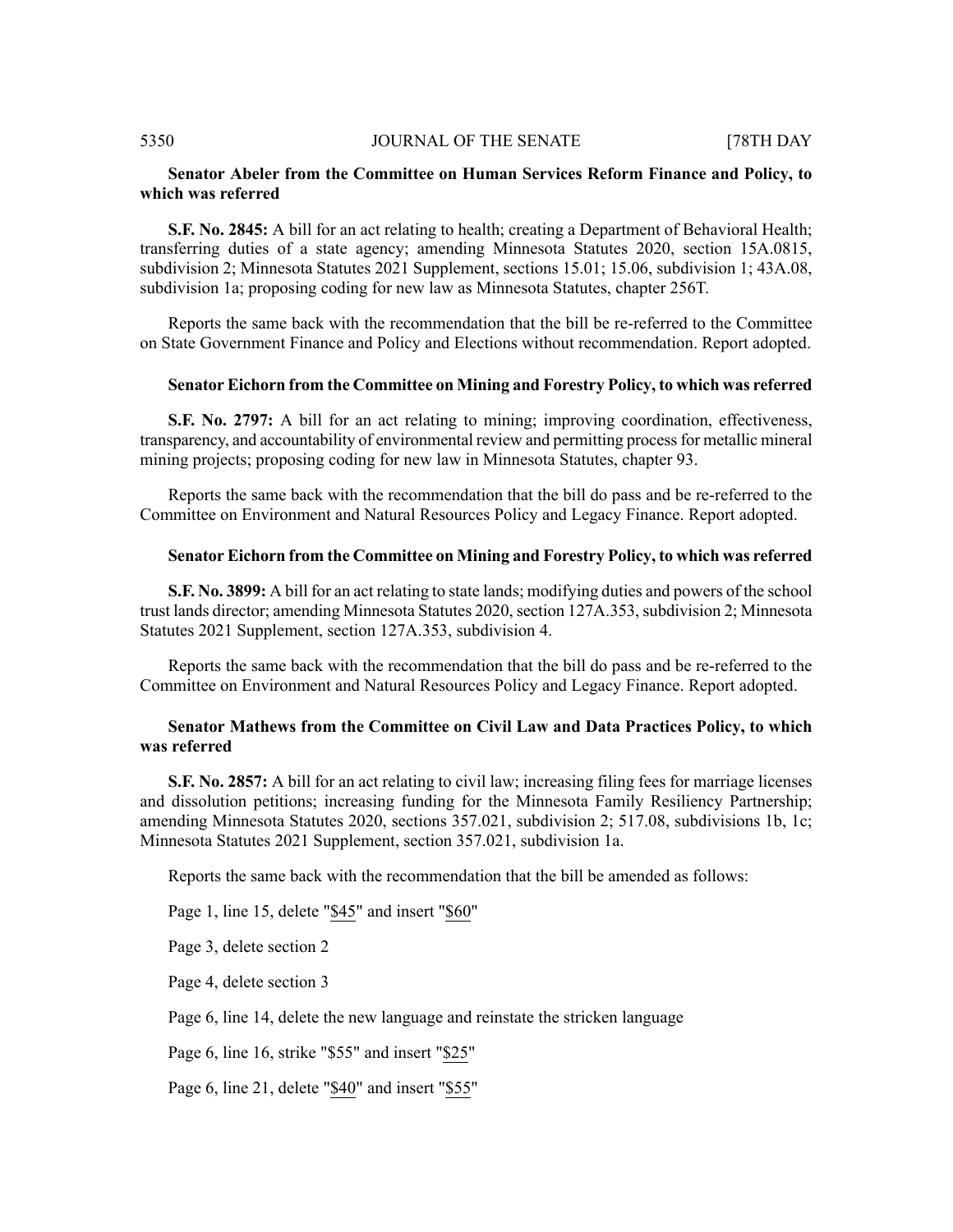**Senator Abeler from the Committee on Human Services Reform Finance and Policy, to which was referred**

**S.F. No. 2845:** A bill for an act relating to health; creating a Department of Behavioral Health; transferring duties of a state agency; amending Minnesota Statutes 2020, section 15A.0815, subdivision 2; Minnesota Statutes 2021 Supplement, sections 15.01; 15.06, subdivision 1; 43A.08, subdivision 1a; proposing coding for new law as Minnesota Statutes, chapter 256T.

Reports the same back with the recommendation that the bill be re-referred to the Committee on State Government Finance and Policy and Elections without recommendation. Report adopted.

**Senator Eichorn from the Committee on Mining and Forestry Policy, to which was referred**

**S.F. No. 2797:** A bill for an act relating to mining; improving coordination, effectiveness, transparency, and accountability of environmental review and permitting process for metallic mineral mining projects; proposing coding for new law in Minnesota Statutes, chapter 93.

Reports the same back with the recommendation that the bill do pass and be re-referred to the Committee on Environment and Natural Resources Policy and Legacy Finance. Report adopted.

**Senator Eichorn from the Committee on Mining and Forestry Policy, to which was referred**

**S.F. No. 3899:** A bill for an act relating to state lands; modifying duties and powers of the school trust lands director; amending Minnesota Statutes 2020, section 127A.353, subdivision 2; Minnesota Statutes 2021 Supplement, section 127A.353, subdivision 4.

Reports the same back with the recommendation that the bill do pass and be re-referred to the Committee on Environment and Natural Resources Policy and Legacy Finance. Report adopted.

**Senator Mathews from the Committee on Civil Law and Data Practices Policy, to which was referred**

**S.F. No. 2857:** A bill for an act relating to civil law; increasing filing fees for marriage licenses and dissolution petitions; increasing funding for the Minnesota Family Resiliency Partnership; amending Minnesota Statutes 2020, sections 357.021, subdivision 2; 517.08, subdivisions 1b, 1c; Minnesota Statutes 2021 Supplement, section 357.021, subdivision 1a.

Reports the same back with the recommendation that the bill be amended as follows:

Page 1, line 15, delete "$45" and insert "$60"

Page 3, delete section 2

Page 4, delete section 3

Page 6, line 14, delete the new language and reinstate the stricken language

Page 6, line 16, strike "$55" and insert "$25"

Page 6, line 21, delete "$40" and insert "$55"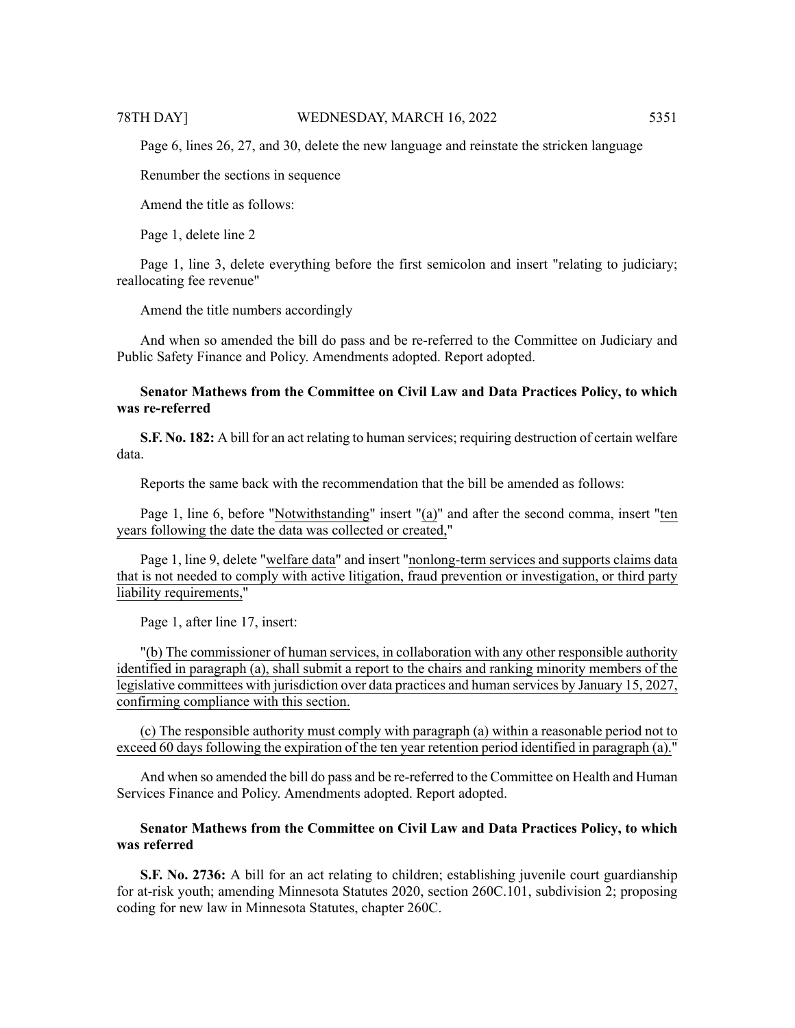Page 6, lines 26, 27, and 30, delete the new language and reinstate the stricken language

Renumber the sections in sequence

Amend the title as follows:

Page 1, delete line 2

Page 1, line 3, delete everything before the first semicolon and insert "relating to judiciary; reallocating fee revenue"

Amend the title numbers accordingly

And when so amended the bill do pass and be re-referred to the Committee on Judiciary and Public Safety Finance and Policy. Amendments adopted. Report adopted.

**Senator Mathews from the Committee on Civil Law and Data Practices Policy, to which was re-referred**

**S.F. No. 182:** A bill for an act relating to human services; requiring destruction of certain welfare data.

Reports the same back with the recommendation that the bill be amended as follows:

Page 1, line 6, before "Notwithstanding" insert "(a)" and after the second comma, insert "ten years following the date the data was collected or created,"

Page 1, line 9, delete "welfare data" and insert "nonlong-term services and supports claims data that is not needed to comply with active litigation, fraud prevention or investigation, or third party liability requirements,"

Page 1, after line 17, insert:

"(b) The commissioner of human services, in collaboration with any other responsible authority identified in paragraph (a), shall submit a report to the chairs and ranking minority members of the legislative committees with jurisdiction over data practices and human services by January 15, 2027, confirming compliance with this section.

(c) The responsible authority must comply with paragraph (a) within a reasonable period not to exceed 60 days following the expiration of the ten year retention period identified in paragraph (a)."

And when so amended the bill do pass and be re-referred to the Committee on Health and Human Services Finance and Policy. Amendments adopted. Report adopted.

**Senator Mathews from the Committee on Civil Law and Data Practices Policy, to which was referred**

**S.F. No. 2736:** A bill for an act relating to children; establishing juvenile court guardianship for at-risk youth; amending Minnesota Statutes 2020, section 260C.101, subdivision 2; proposing coding for new law in Minnesota Statutes, chapter 260C.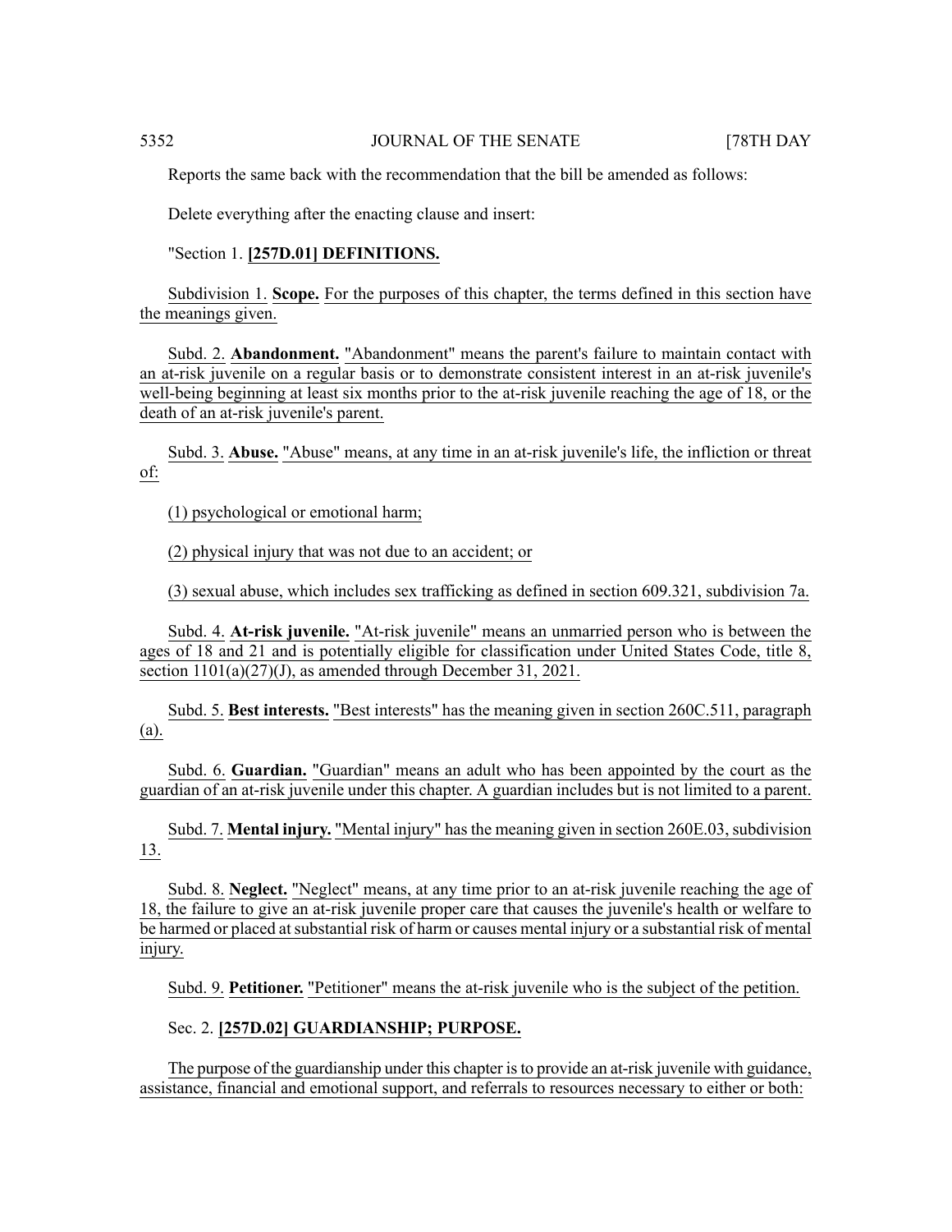Reports the same back with the recommendation that the bill be amended as follows:

Delete everything after the enacting clause and insert:

"Section 1. **[257D.01] DEFINITIONS.**

Subdivision 1. **Scope.** For the purposes of this chapter, the terms defined in this section have the meanings given.

Subd. 2. **Abandonment.** "Abandonment" means the parent's failure to maintain contact with an at-risk juvenile on a regular basis or to demonstrate consistent interest in an at-risk juvenile's well-being beginning at least six months prior to the at-risk juvenile reaching the age of 18, or the death of an at-risk juvenile's parent.

Subd. 3. **Abuse.** "Abuse" means, at any time in an at-risk juvenile's life, the infliction or threat of:

(1) psychological or emotional harm;

(2) physical injury that was not due to an accident; or

(3) sexual abuse, which includes sex trafficking as defined in section 609.321, subdivision 7a.

Subd. 4. **At-risk juvenile.** "At-risk juvenile" means an unmarried person who is between the ages of 18 and 21 and is potentially eligible for classification under United States Code, title 8, section 1101(a)(27)(J), as amended through December 31, 2021.

Subd. 5. **Best interests.** "Best interests" has the meaning given in section 260C.511, paragraph (a).

Subd. 6. **Guardian.** "Guardian" means an adult who has been appointed by the court as the guardian of an at-risk juvenile under this chapter. A guardian includes but is not limited to a parent.

Subd. 7. **Mental injury.** "Mental injury" has the meaning given in section 260E.03, subdivision 13.

Subd. 8. **Neglect.** "Neglect" means, at any time prior to an at-risk juvenile reaching the age of 18, the failure to give an at-risk juvenile proper care that causes the juvenile's health or welfare to be harmed or placed at substantial risk of harm or causes mental injury or a substantial risk of mental injury.

Subd. 9. **Petitioner.** "Petitioner" means the at-risk juvenile who is the subject of the petition.

Sec. 2. **[257D.02] GUARDIANSHIP; PURPOSE.**

The purpose of the guardianship under this chapter is to provide an at-risk juvenile with guidance, assistance, financial and emotional support, and referrals to resources necessary to either or both: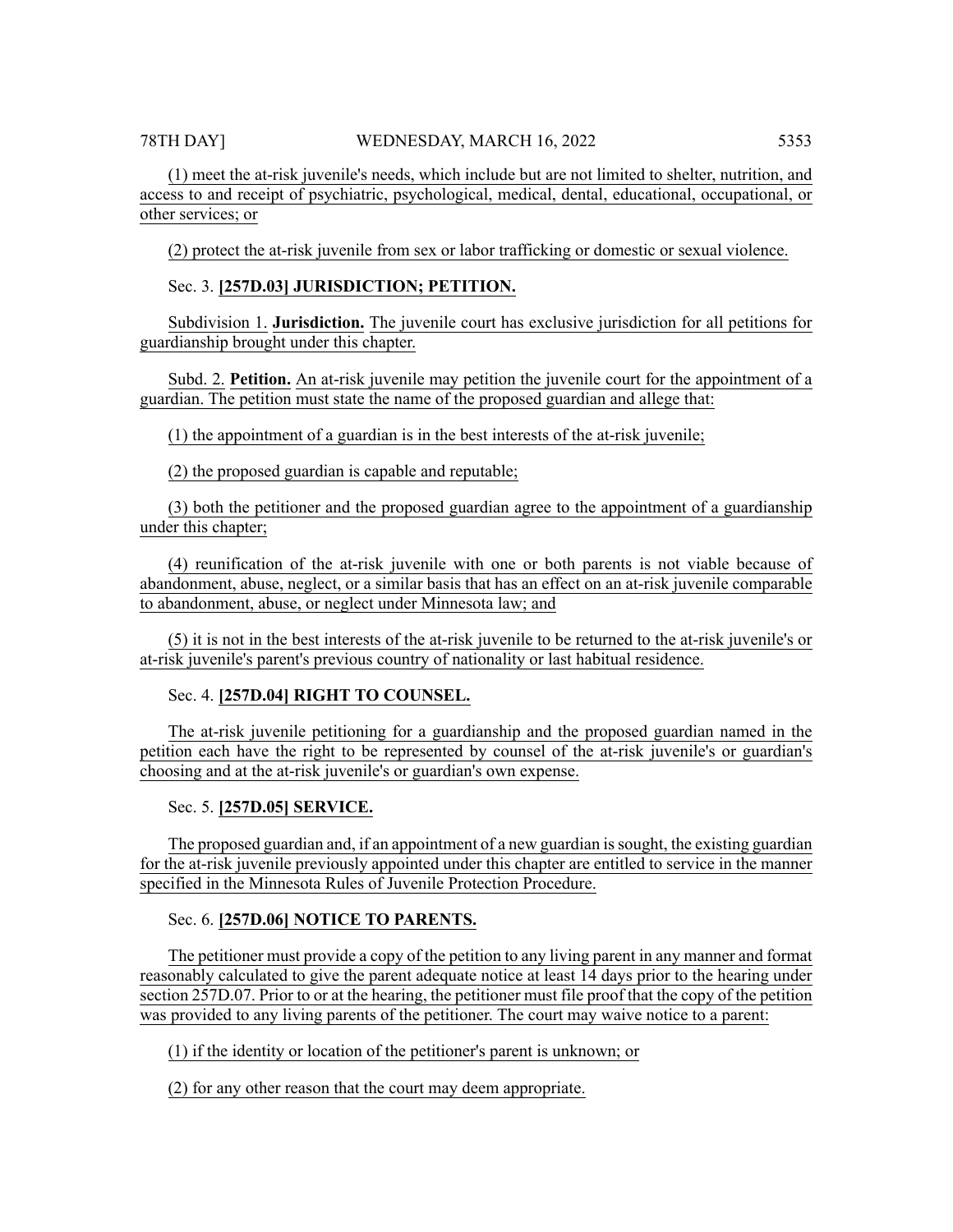(1) meet the at-risk juvenile's needs, which include but are not limited to shelter, nutrition, and access to and receipt of psychiatric, psychological, medical, dental, educational, occupational, or other services; or

(2) protect the at-risk juvenile from sex or labor trafficking or domestic or sexual violence.

Sec. 3. **[257D.03] JURISDICTION; PETITION.**

Subdivision 1. **Jurisdiction.** The juvenile court has exclusive jurisdiction for all petitions for guardianship brought under this chapter.

Subd. 2. **Petition.** An at-risk juvenile may petition the juvenile court for the appointment of a guardian. The petition must state the name of the proposed guardian and allege that:

(1) the appointment of a guardian is in the best interests of the at-risk juvenile;

(2) the proposed guardian is capable and reputable;

(3) both the petitioner and the proposed guardian agree to the appointment of a guardianship under this chapter;

(4) reunification of the at-risk juvenile with one or both parents is not viable because of abandonment, abuse, neglect, or a similar basis that has an effect on an at-risk juvenile comparable to abandonment, abuse, or neglect under Minnesota law; and

(5) it is not in the best interests of the at-risk juvenile to be returned to the at-risk juvenile's or at-risk juvenile's parent's previous country of nationality or last habitual residence.

Sec. 4. **[257D.04] RIGHT TO COUNSEL.**

The at-risk juvenile petitioning for a guardianship and the proposed guardian named in the petition each have the right to be represented by counsel of the at-risk juvenile's or guardian's choosing and at the at-risk juvenile's or guardian's own expense.

Sec. 5. **[257D.05] SERVICE.**

The proposed guardian and, if an appointment of a new guardian is sought, the existing guardian for the at-risk juvenile previously appointed under this chapter are entitled to service in the manner specified in the Minnesota Rules of Juvenile Protection Procedure.

Sec. 6. **[257D.06] NOTICE TO PARENTS.**

The petitioner must provide a copy of the petition to any living parent in any manner and format reasonably calculated to give the parent adequate notice at least 14 days prior to the hearing under section 257D.07. Prior to or at the hearing, the petitioner must file proof that the copy of the petition was provided to any living parents of the petitioner. The court may waive notice to a parent:

(1) if the identity or location of the petitioner's parent is unknown; or

(2) for any other reason that the court may deem appropriate.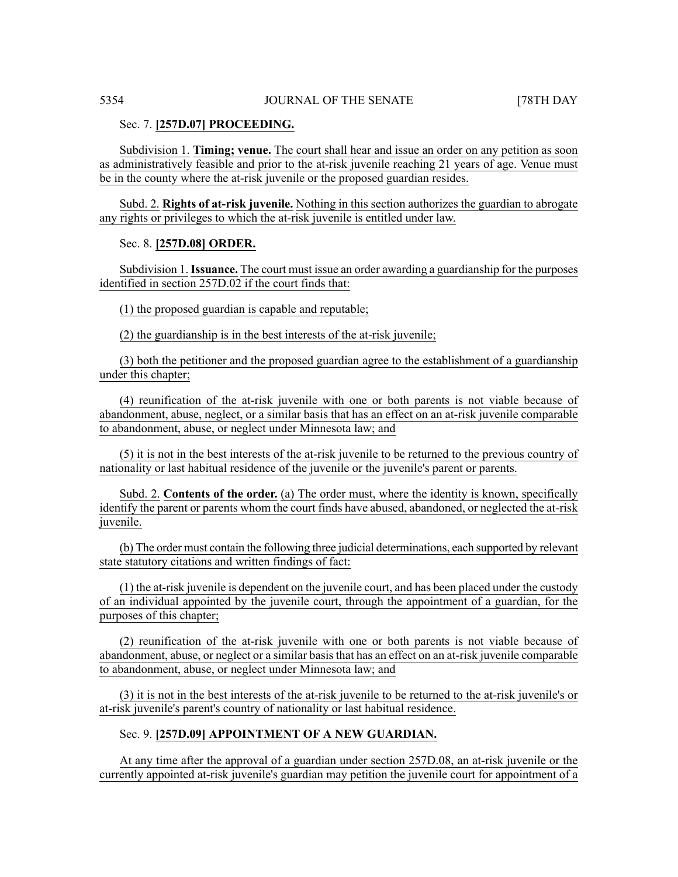Sec. 7. **[257D.07] PROCEEDING.**

Subdivision 1. **Timing; venue.** The court shall hear and issue an order on any petition as soon as administratively feasible and prior to the at-risk juvenile reaching 21 years of age. Venue must be in the county where the at-risk juvenile or the proposed guardian resides.

Subd. 2. **Rights of at-risk juvenile.** Nothing in this section authorizes the guardian to abrogate any rights or privileges to which the at-risk juvenile is entitled under law.

Sec. 8. **[257D.08] ORDER.**

Subdivision 1. **Issuance.** The court must issue an order awarding a guardianship for the purposes identified in section 257D.02 if the court finds that:

(1) the proposed guardian is capable and reputable;

(2) the guardianship is in the best interests of the at-risk juvenile;

(3) both the petitioner and the proposed guardian agree to the establishment of a guardianship under this chapter;

(4) reunification of the at-risk juvenile with one or both parents is not viable because of abandonment, abuse, neglect, or a similar basis that has an effect on an at-risk juvenile comparable to abandonment, abuse, or neglect under Minnesota law; and

(5) it is not in the best interests of the at-risk juvenile to be returned to the previous country of nationality or last habitual residence of the juvenile or the juvenile's parent or parents.

Subd. 2. **Contents of the order.** (a) The order must, where the identity is known, specifically identify the parent or parents whom the court finds have abused, abandoned, or neglected the at-risk juvenile.

(b) The order must contain the following three judicial determinations, each supported by relevant state statutory citations and written findings of fact:

(1) the at-risk juvenile is dependent on the juvenile court, and has been placed under the custody of an individual appointed by the juvenile court, through the appointment of a guardian, for the purposes of this chapter;

(2) reunification of the at-risk juvenile with one or both parents is not viable because of abandonment, abuse, or neglect or a similar basis that has an effect on an at-risk juvenile comparable to abandonment, abuse, or neglect under Minnesota law; and

(3) it is not in the best interests of the at-risk juvenile to be returned to the at-risk juvenile's or at-risk juvenile's parent's country of nationality or last habitual residence.

Sec. 9. **[257D.09] APPOINTMENT OF A NEW GUARDIAN.**

At any time after the approval of a guardian under section 257D.08, an at-risk juvenile or the currently appointed at-risk juvenile's guardian may petition the juvenile court for appointment of a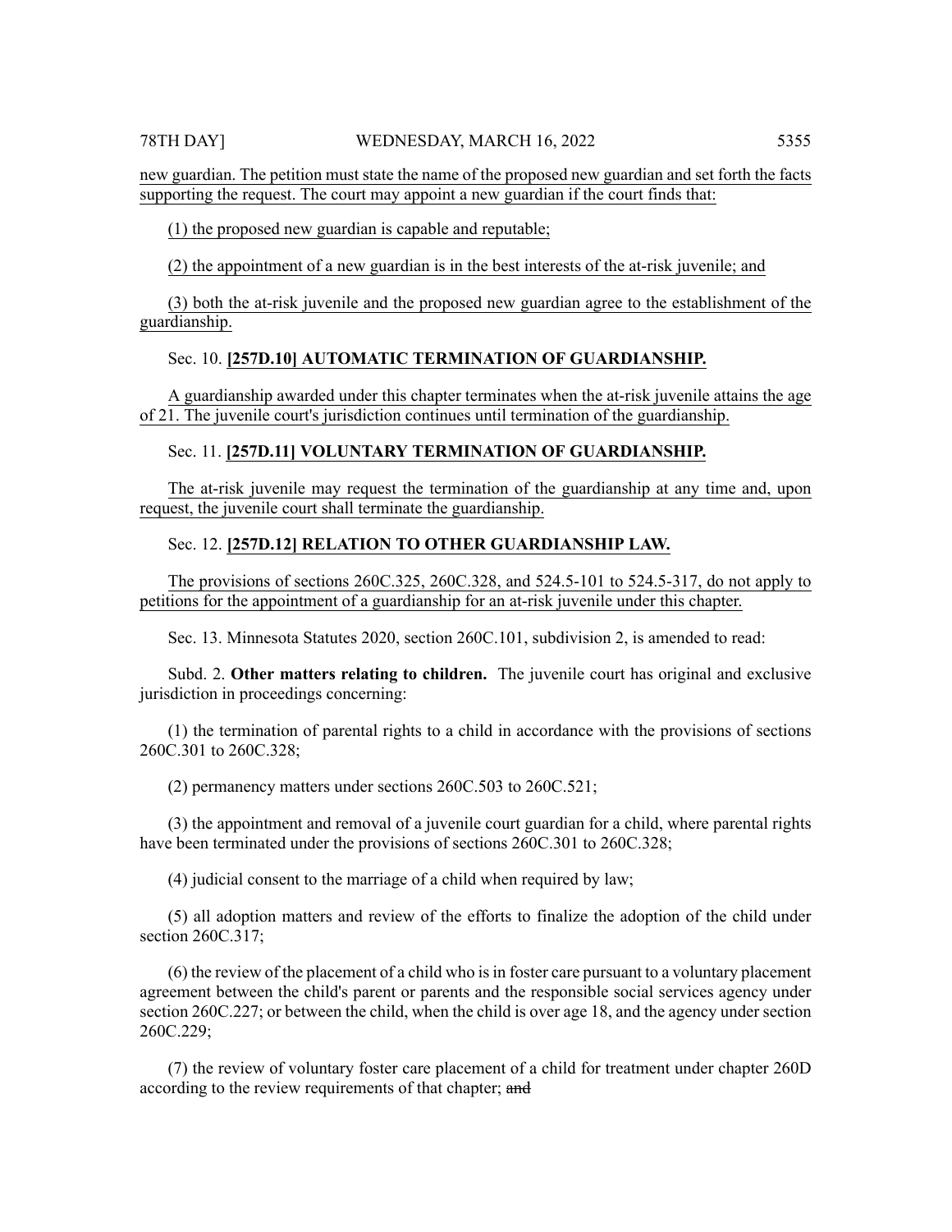new guardian. The petition must state the name of the proposed new guardian and set forth the facts supporting the request. The court may appoint a new guardian if the court finds that:

(1) the proposed new guardian is capable and reputable;

(2) the appointment of a new guardian is in the best interests of the at-risk juvenile; and

(3) both the at-risk juvenile and the proposed new guardian agree to the establishment of the guardianship.

Sec. 10. **[257D.10] AUTOMATIC TERMINATION OF GUARDIANSHIP.**

A guardianship awarded under this chapter terminates when the at-risk juvenile attains the age of 21. The juvenile court's jurisdiction continues until termination of the guardianship.

Sec. 11. **[257D.11] VOLUNTARY TERMINATION OF GUARDIANSHIP.**

The at-risk juvenile may request the termination of the guardianship at any time and, upon request, the juvenile court shall terminate the guardianship.

Sec. 12. **[257D.12] RELATION TO OTHER GUARDIANSHIP LAW.**

The provisions of sections 260C.325, 260C.328, and 524.5-101 to 524.5-317, do not apply to petitions for the appointment of a guardianship for an at-risk juvenile under this chapter.

Sec. 13. Minnesota Statutes 2020, section 260C.101, subdivision 2, is amended to read:

Subd. 2. **Other matters relating to children.** The juvenile court has original and exclusive jurisdiction in proceedings concerning:

(1) the termination of parental rights to a child in accordance with the provisions of sections 260C.301 to 260C.328;

(2) permanency matters under sections 260C.503 to 260C.521;

(3) the appointment and removal of a juvenile court guardian for a child, where parental rights have been terminated under the provisions of sections 260C.301 to 260C.328;

(4) judicial consent to the marriage of a child when required by law;

(5) all adoption matters and review of the efforts to finalize the adoption of the child under section 260C.317;

(6) the review of the placement of a child who is in foster care pursuant to a voluntary placement agreement between the child's parent or parents and the responsible social services agency under section 260C.227; or between the child, when the child is over age 18, and the agency under section 260C.229;

(7) the review of voluntary foster care placement of a child for treatment under chapter 260D according to the review requirements of that chapter; ~~and~~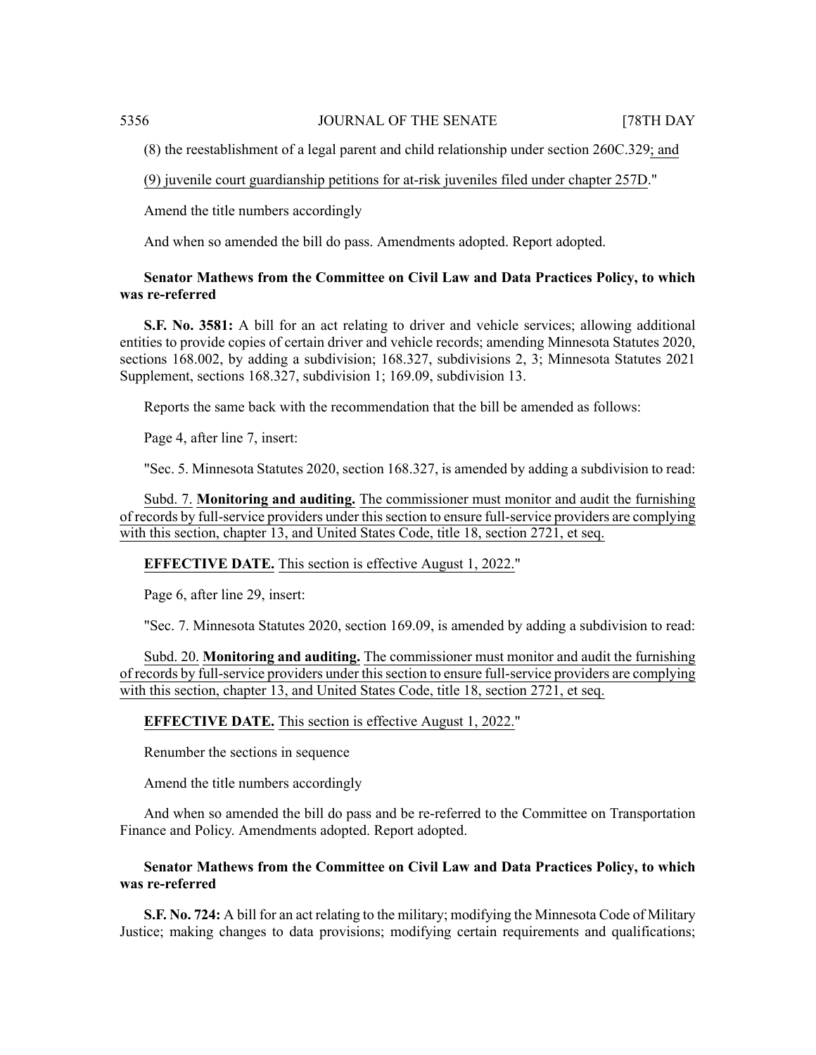(8) the reestablishment of a legal parent and child relationship under section 260C.329; and

(9) juvenile court guardianship petitions for at-risk juveniles filed under chapter 257D."

Amend the title numbers accordingly

And when so amended the bill do pass. Amendments adopted. Report adopted.

**Senator Mathews from the Committee on Civil Law and Data Practices Policy, to which was re-referred**

**S.F. No. 3581:** A bill for an act relating to driver and vehicle services; allowing additional entities to provide copies of certain driver and vehicle records; amending Minnesota Statutes 2020, sections 168.002, by adding a subdivision; 168.327, subdivisions 2, 3; Minnesota Statutes 2021 Supplement, sections 168.327, subdivision 1; 169.09, subdivision 13.

Reports the same back with the recommendation that the bill be amended as follows:

Page 4, after line 7, insert:

"Sec. 5. Minnesota Statutes 2020, section 168.327, is amended by adding a subdivision to read:

Subd. 7. **Monitoring and auditing.** The commissioner must monitor and audit the furnishing of records by full-service providers under this section to ensure full-service providers are complying with this section, chapter 13, and United States Code, title 18, section 2721, et seq.

**EFFECTIVE DATE.** This section is effective August 1, 2022."

Page 6, after line 29, insert:

"Sec. 7. Minnesota Statutes 2020, section 169.09, is amended by adding a subdivision to read:

Subd. 20. **Monitoring and auditing.** The commissioner must monitor and audit the furnishing of records by full-service providers under this section to ensure full-service providers are complying with this section, chapter 13, and United States Code, title 18, section 2721, et seq.

**EFFECTIVE DATE.** This section is effective August 1, 2022."

Renumber the sections in sequence

Amend the title numbers accordingly

And when so amended the bill do pass and be re-referred to the Committee on Transportation Finance and Policy. Amendments adopted. Report adopted.

**Senator Mathews from the Committee on Civil Law and Data Practices Policy, to which was re-referred**

**S.F. No. 724:** A bill for an act relating to the military; modifying the Minnesota Code of Military Justice; making changes to data provisions; modifying certain requirements and qualifications;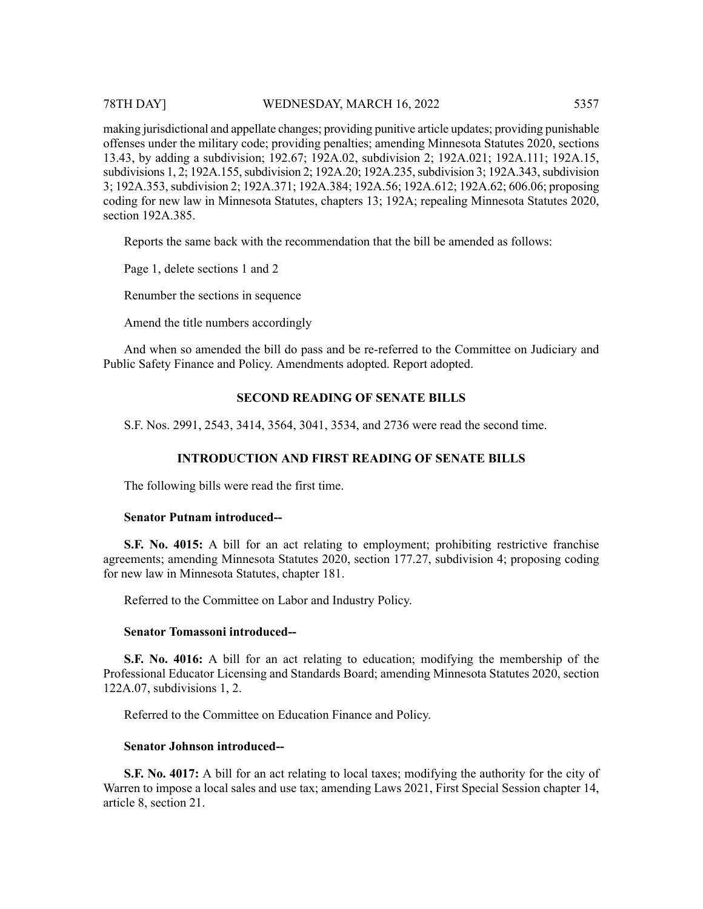making jurisdictional and appellate changes; providing punitive article updates; providing punishable offenses under the military code; providing penalties; amending Minnesota Statutes 2020, sections 13.43, by adding a subdivision; 192.67; 192A.02, subdivision 2; 192A.021; 192A.111; 192A.15, subdivisions 1, 2; 192A.155, subdivision 2; 192A.20; 192A.235, subdivision 3; 192A.343, subdivision 3; 192A.353, subdivision 2; 192A.371; 192A.384; 192A.56; 192A.612; 192A.62; 606.06; proposing coding for new law in Minnesota Statutes, chapters 13; 192A; repealing Minnesota Statutes 2020, section 192A.385.

Reports the same back with the recommendation that the bill be amended as follows:

Page 1, delete sections 1 and 2

Renumber the sections in sequence

Amend the title numbers accordingly

And when so amended the bill do pass and be re-referred to the Committee on Judiciary and Public Safety Finance and Policy. Amendments adopted. Report adopted.

## SECOND READING OF SENATE BILLS

S.F. Nos. 2991, 2543, 3414, 3564, 3041, 3534, and 2736 were read the second time.

## INTRODUCTION AND FIRST READING OF SENATE BILLS

The following bills were read the first time.

**Senator Putnam introduced--**

**S.F. No. 4015:** A bill for an act relating to employment; prohibiting restrictive franchise agreements; amending Minnesota Statutes 2020, section 177.27, subdivision 4; proposing coding for new law in Minnesota Statutes, chapter 181.

Referred to the Committee on Labor and Industry Policy.

**Senator Tomassoni introduced--**

**S.F. No. 4016:** A bill for an act relating to education; modifying the membership of the Professional Educator Licensing and Standards Board; amending Minnesota Statutes 2020, section 122A.07, subdivisions 1, 2.

Referred to the Committee on Education Finance and Policy.

**Senator Johnson introduced--**

**S.F. No. 4017:** A bill for an act relating to local taxes; modifying the authority for the city of Warren to impose a local sales and use tax; amending Laws 2021, First Special Session chapter 14, article 8, section 21.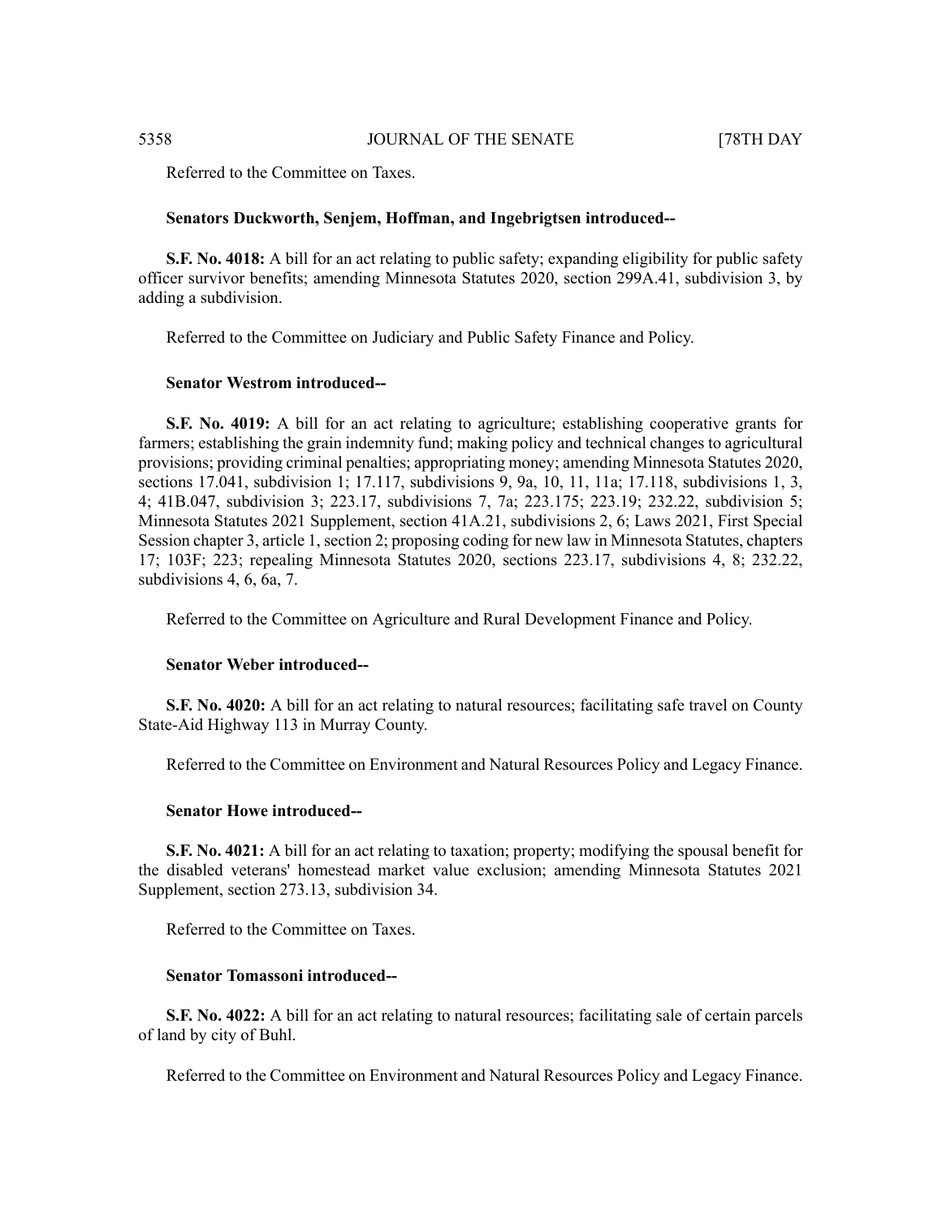Referred to the Committee on Taxes.

**Senators Duckworth, Senjem, Hoffman, and Ingebrigtsen introduced--**

**S.F. No. 4018:** A bill for an act relating to public safety; expanding eligibility for public safety officer survivor benefits; amending Minnesota Statutes 2020, section 299A.41, subdivision 3, by adding a subdivision.

Referred to the Committee on Judiciary and Public Safety Finance and Policy.

**Senator Westrom introduced--**

**S.F. No. 4019:** A bill for an act relating to agriculture; establishing cooperative grants for farmers; establishing the grain indemnity fund; making policy and technical changes to agricultural provisions; providing criminal penalties; appropriating money; amending Minnesota Statutes 2020, sections 17.041, subdivision 1; 17.117, subdivisions 9, 9a, 10, 11, 11a; 17.118, subdivisions 1, 3, 4; 41B.047, subdivision 3; 223.17, subdivisions 7, 7a; 223.175; 223.19; 232.22, subdivision 5; Minnesota Statutes 2021 Supplement, section 41A.21, subdivisions 2, 6; Laws 2021, First Special Session chapter 3, article 1, section 2; proposing coding for new law in Minnesota Statutes, chapters 17; 103F; 223; repealing Minnesota Statutes 2020, sections 223.17, subdivisions 4, 8; 232.22, subdivisions 4, 6, 6a, 7.

Referred to the Committee on Agriculture and Rural Development Finance and Policy.

**Senator Weber introduced--**

**S.F. No. 4020:** A bill for an act relating to natural resources; facilitating safe travel on County State-Aid Highway 113 in Murray County.

Referred to the Committee on Environment and Natural Resources Policy and Legacy Finance.

**Senator Howe introduced--**

**S.F. No. 4021:** A bill for an act relating to taxation; property; modifying the spousal benefit for the disabled veterans' homestead market value exclusion; amending Minnesota Statutes 2021 Supplement, section 273.13, subdivision 34.

Referred to the Committee on Taxes.

**Senator Tomassoni introduced--**

**S.F. No. 4022:** A bill for an act relating to natural resources; facilitating sale of certain parcels of land by city of Buhl.

Referred to the Committee on Environment and Natural Resources Policy and Legacy Finance.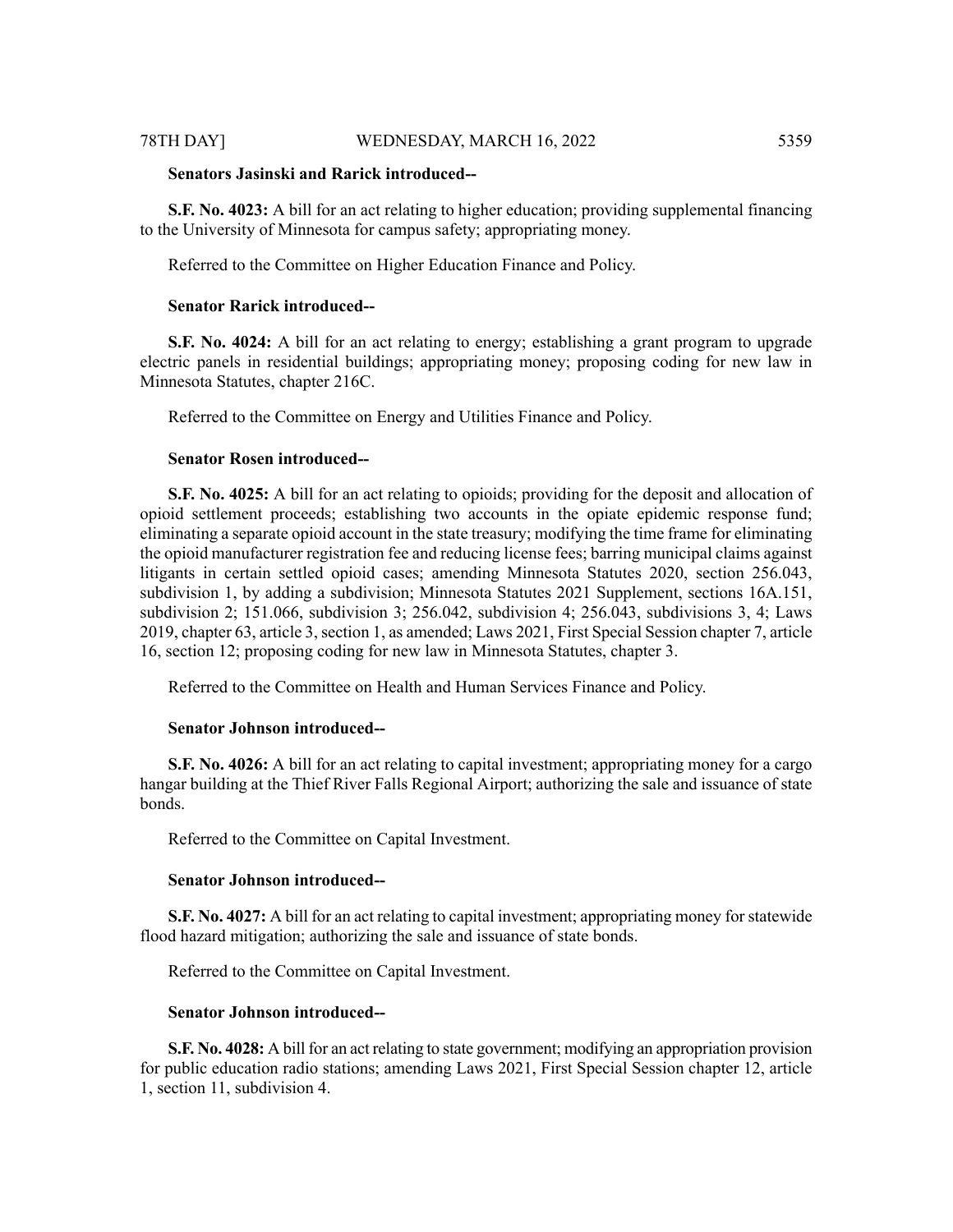**Senators Jasinski and Rarick introduced--**

**S.F. No. 4023:** A bill for an act relating to higher education; providing supplemental financing to the University of Minnesota for campus safety; appropriating money.

Referred to the Committee on Higher Education Finance and Policy.

**Senator Rarick introduced--**

**S.F. No. 4024:** A bill for an act relating to energy; establishing a grant program to upgrade electric panels in residential buildings; appropriating money; proposing coding for new law in Minnesota Statutes, chapter 216C.

Referred to the Committee on Energy and Utilities Finance and Policy.

**Senator Rosen introduced--**

**S.F. No. 4025:** A bill for an act relating to opioids; providing for the deposit and allocation of opioid settlement proceeds; establishing two accounts in the opiate epidemic response fund; eliminating a separate opioid account in the state treasury; modifying the time frame for eliminating the opioid manufacturer registration fee and reducing license fees; barring municipal claims against litigants in certain settled opioid cases; amending Minnesota Statutes 2020, section 256.043, subdivision 1, by adding a subdivision; Minnesota Statutes 2021 Supplement, sections 16A.151, subdivision 2; 151.066, subdivision 3; 256.042, subdivision 4; 256.043, subdivisions 3, 4; Laws 2019, chapter 63, article 3, section 1, as amended; Laws 2021, First Special Session chapter 7, article 16, section 12; proposing coding for new law in Minnesota Statutes, chapter 3.

Referred to the Committee on Health and Human Services Finance and Policy.

**Senator Johnson introduced--**

**S.F. No. 4026:** A bill for an act relating to capital investment; appropriating money for a cargo hangar building at the Thief River Falls Regional Airport; authorizing the sale and issuance of state bonds.

Referred to the Committee on Capital Investment.

**Senator Johnson introduced--**

**S.F. No. 4027:** A bill for an act relating to capital investment; appropriating money for statewide flood hazard mitigation; authorizing the sale and issuance of state bonds.

Referred to the Committee on Capital Investment.

**Senator Johnson introduced--**

**S.F. No. 4028:** A bill for an act relating to state government; modifying an appropriation provision for public education radio stations; amending Laws 2021, First Special Session chapter 12, article 1, section 11, subdivision 4.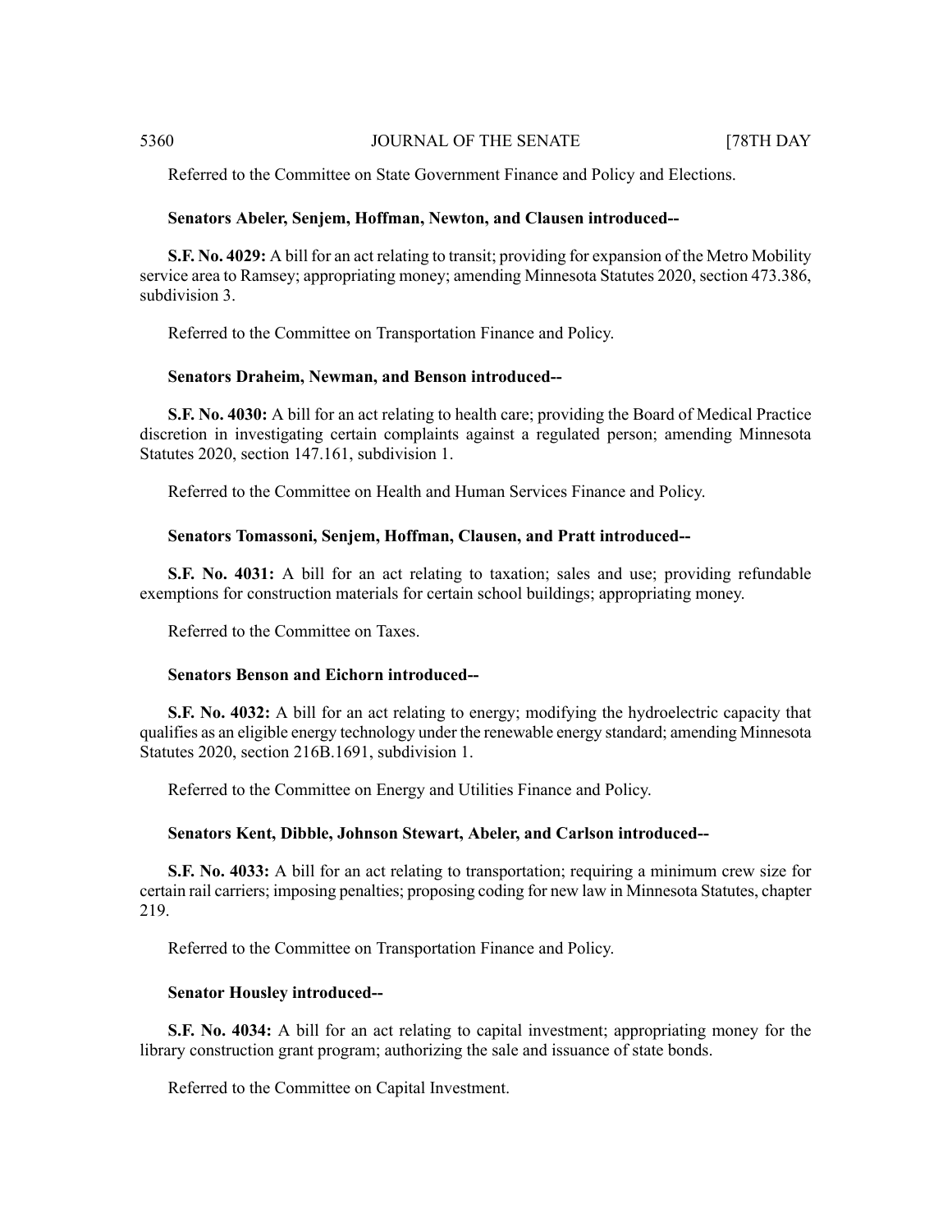Referred to the Committee on State Government Finance and Policy and Elections.

**Senators Abeler, Senjem, Hoffman, Newton, and Clausen introduced--**

**S.F. No. 4029:** A bill for an act relating to transit; providing for expansion of the Metro Mobility service area to Ramsey; appropriating money; amending Minnesota Statutes 2020, section 473.386, subdivision 3.

Referred to the Committee on Transportation Finance and Policy.

**Senators Draheim, Newman, and Benson introduced--**

**S.F. No. 4030:** A bill for an act relating to health care; providing the Board of Medical Practice discretion in investigating certain complaints against a regulated person; amending Minnesota Statutes 2020, section 147.161, subdivision 1.

Referred to the Committee on Health and Human Services Finance and Policy.

**Senators Tomassoni, Senjem, Hoffman, Clausen, and Pratt introduced--**

**S.F. No. 4031:** A bill for an act relating to taxation; sales and use; providing refundable exemptions for construction materials for certain school buildings; appropriating money.

Referred to the Committee on Taxes.

**Senators Benson and Eichorn introduced--**

**S.F. No. 4032:** A bill for an act relating to energy; modifying the hydroelectric capacity that qualifies as an eligible energy technology under the renewable energy standard; amending Minnesota Statutes 2020, section 216B.1691, subdivision 1.

Referred to the Committee on Energy and Utilities Finance and Policy.

**Senators Kent, Dibble, Johnson Stewart, Abeler, and Carlson introduced--**

**S.F. No. 4033:** A bill for an act relating to transportation; requiring a minimum crew size for certain rail carriers; imposing penalties; proposing coding for new law in Minnesota Statutes, chapter 219.

Referred to the Committee on Transportation Finance and Policy.

**Senator Housley introduced--**

**S.F. No. 4034:** A bill for an act relating to capital investment; appropriating money for the library construction grant program; authorizing the sale and issuance of state bonds.

Referred to the Committee on Capital Investment.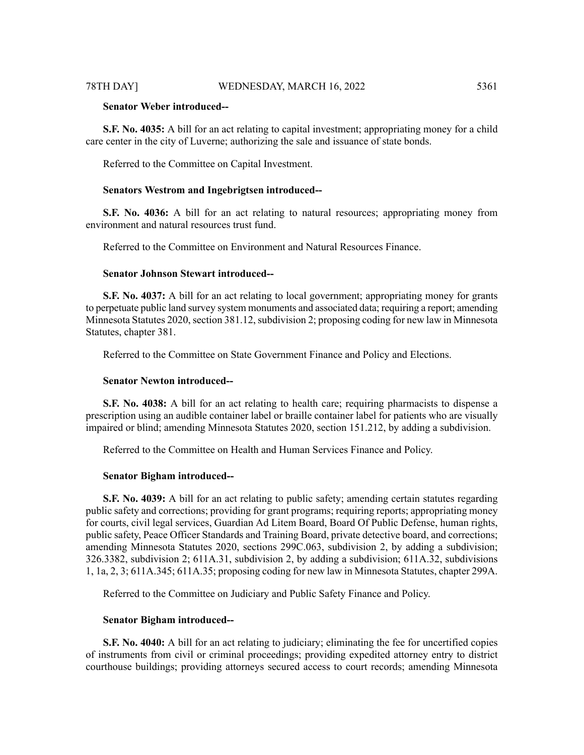**Senator Weber introduced--**

**S.F. No. 4035:** A bill for an act relating to capital investment; appropriating money for a child care center in the city of Luverne; authorizing the sale and issuance of state bonds.

Referred to the Committee on Capital Investment.

**Senators Westrom and Ingebrigtsen introduced--**

**S.F. No. 4036:** A bill for an act relating to natural resources; appropriating money from environment and natural resources trust fund.

Referred to the Committee on Environment and Natural Resources Finance.

**Senator Johnson Stewart introduced--**

**S.F. No. 4037:** A bill for an act relating to local government; appropriating money for grants to perpetuate public land survey system monuments and associated data; requiring a report; amending Minnesota Statutes 2020, section 381.12, subdivision 2; proposing coding for new law in Minnesota Statutes, chapter 381.

Referred to the Committee on State Government Finance and Policy and Elections.

**Senator Newton introduced--**

**S.F. No. 4038:** A bill for an act relating to health care; requiring pharmacists to dispense a prescription using an audible container label or braille container label for patients who are visually impaired or blind; amending Minnesota Statutes 2020, section 151.212, by adding a subdivision.

Referred to the Committee on Health and Human Services Finance and Policy.

**Senator Bigham introduced--**

**S.F. No. 4039:** A bill for an act relating to public safety; amending certain statutes regarding public safety and corrections; providing for grant programs; requiring reports; appropriating money for courts, civil legal services, Guardian Ad Litem Board, Board Of Public Defense, human rights, public safety, Peace Officer Standards and Training Board, private detective board, and corrections; amending Minnesota Statutes 2020, sections 299C.063, subdivision 2, by adding a subdivision; 326.3382, subdivision 2; 611A.31, subdivision 2, by adding a subdivision; 611A.32, subdivisions 1, 1a, 2, 3; 611A.345; 611A.35; proposing coding for new law in Minnesota Statutes, chapter 299A.

Referred to the Committee on Judiciary and Public Safety Finance and Policy.

**Senator Bigham introduced--**

**S.F. No. 4040:** A bill for an act relating to judiciary; eliminating the fee for uncertified copies of instruments from civil or criminal proceedings; providing expedited attorney entry to district courthouse buildings; providing attorneys secured access to court records; amending Minnesota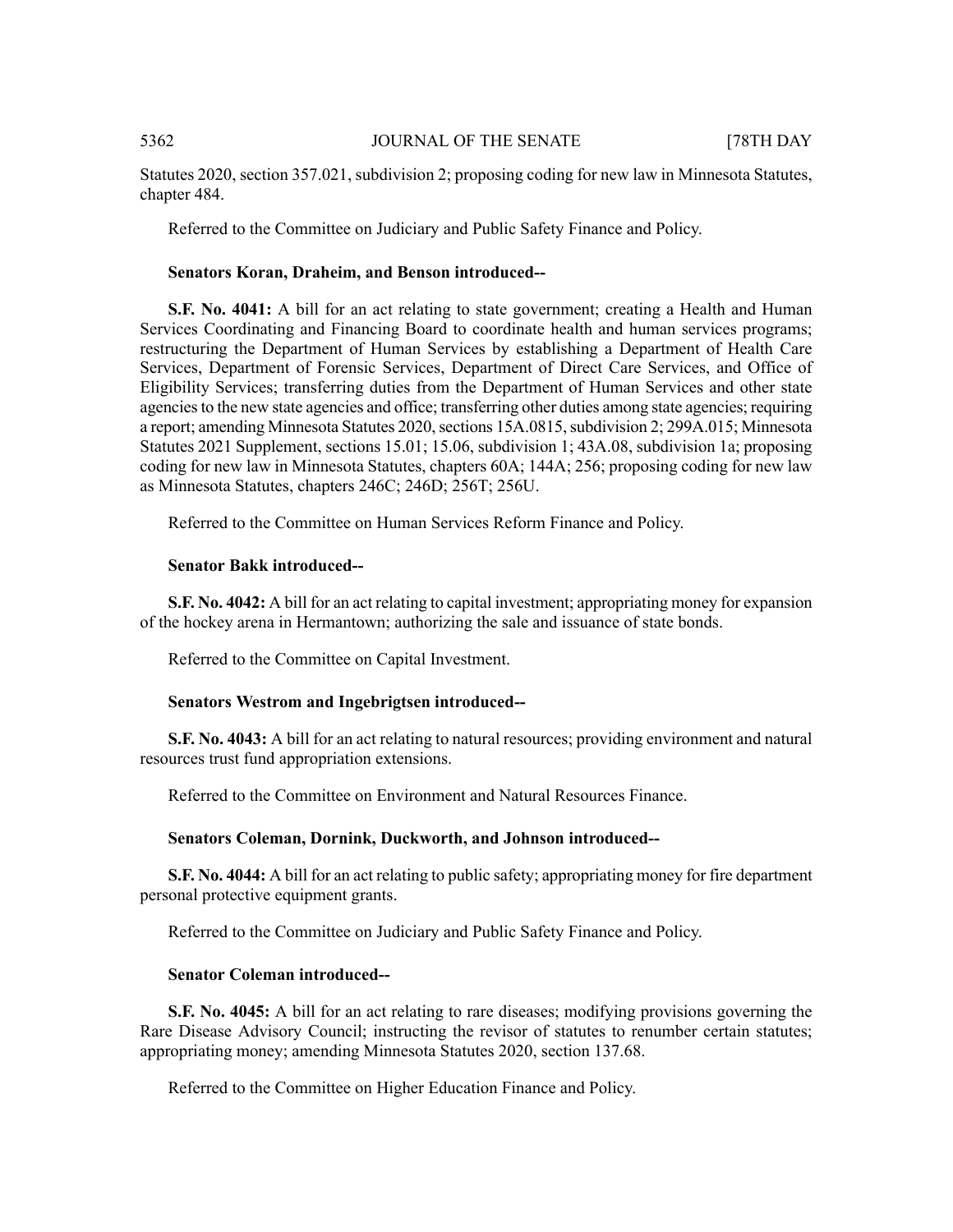Statutes 2020, section 357.021, subdivision 2; proposing coding for new law in Minnesota Statutes, chapter 484.

Referred to the Committee on Judiciary and Public Safety Finance and Policy.

**Senators Koran, Draheim, and Benson introduced--**

**S.F. No. 4041:** A bill for an act relating to state government; creating a Health and Human Services Coordinating and Financing Board to coordinate health and human services programs; restructuring the Department of Human Services by establishing a Department of Health Care Services, Department of Forensic Services, Department of Direct Care Services, and Office of Eligibility Services; transferring duties from the Department of Human Services and other state agencies to the new state agencies and office; transferring other duties among state agencies; requiring a report; amending Minnesota Statutes 2020, sections 15A.0815, subdivision 2; 299A.015; Minnesota Statutes 2021 Supplement, sections 15.01; 15.06, subdivision 1; 43A.08, subdivision 1a; proposing coding for new law in Minnesota Statutes, chapters 60A; 144A; 256; proposing coding for new law as Minnesota Statutes, chapters 246C; 246D; 256T; 256U.

Referred to the Committee on Human Services Reform Finance and Policy.

**Senator Bakk introduced--**

**S.F. No. 4042:** A bill for an act relating to capital investment; appropriating money for expansion of the hockey arena in Hermantown; authorizing the sale and issuance of state bonds.

Referred to the Committee on Capital Investment.

**Senators Westrom and Ingebrigtsen introduced--**

**S.F. No. 4043:** A bill for an act relating to natural resources; providing environment and natural resources trust fund appropriation extensions.

Referred to the Committee on Environment and Natural Resources Finance.

**Senators Coleman, Dornink, Duckworth, and Johnson introduced--**

**S.F. No. 4044:** A bill for an act relating to public safety; appropriating money for fire department personal protective equipment grants.

Referred to the Committee on Judiciary and Public Safety Finance and Policy.

**Senator Coleman introduced--**

**S.F. No. 4045:** A bill for an act relating to rare diseases; modifying provisions governing the Rare Disease Advisory Council; instructing the revisor of statutes to renumber certain statutes; appropriating money; amending Minnesota Statutes 2020, section 137.68.

Referred to the Committee on Higher Education Finance and Policy.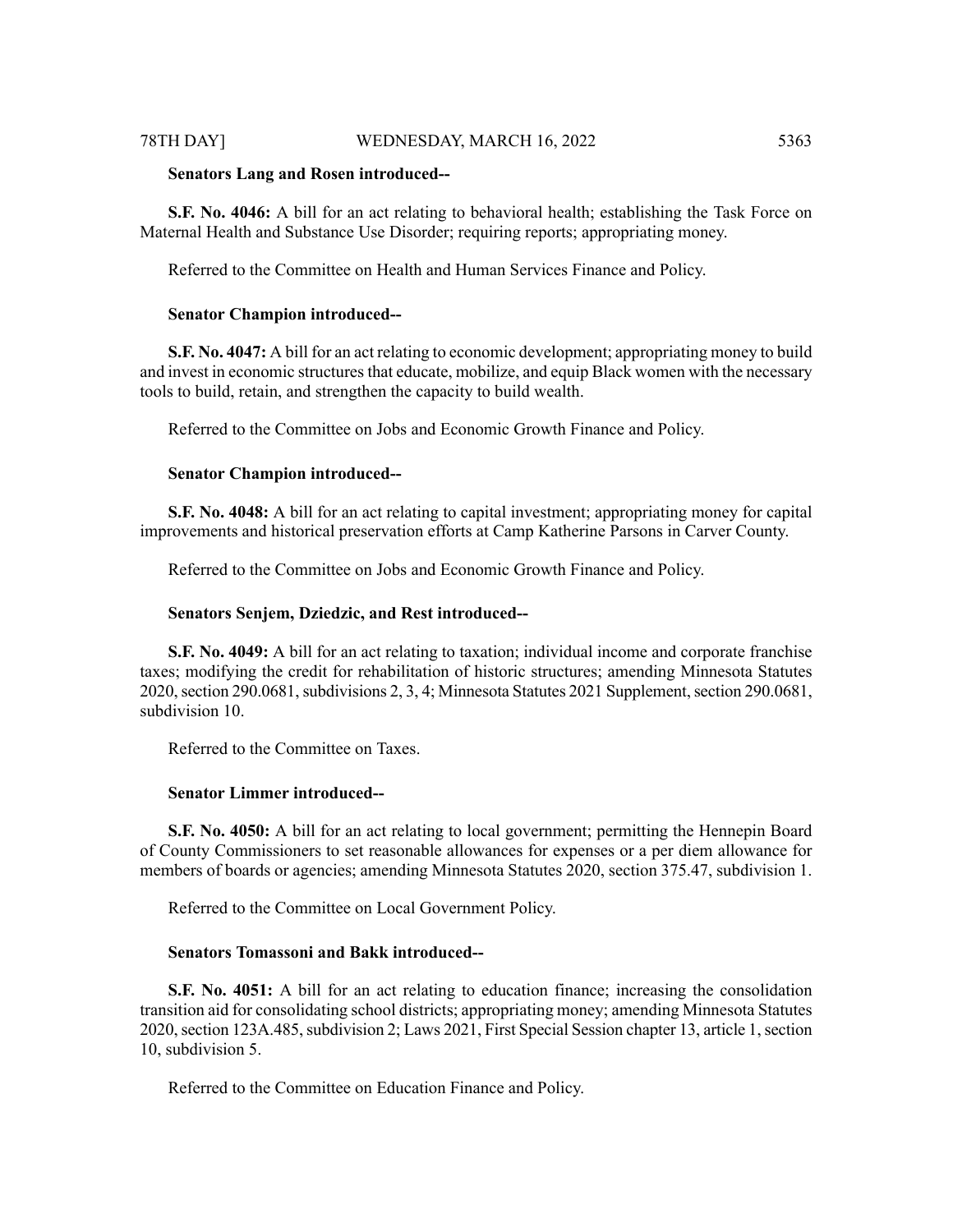**Senators Lang and Rosen introduced--**

**S.F. No. 4046:** A bill for an act relating to behavioral health; establishing the Task Force on Maternal Health and Substance Use Disorder; requiring reports; appropriating money.

Referred to the Committee on Health and Human Services Finance and Policy.

**Senator Champion introduced--**

**S.F. No. 4047:** A bill for an act relating to economic development; appropriating money to build and invest in economic structures that educate, mobilize, and equip Black women with the necessary tools to build, retain, and strengthen the capacity to build wealth.

Referred to the Committee on Jobs and Economic Growth Finance and Policy.

**Senator Champion introduced--**

**S.F. No. 4048:** A bill for an act relating to capital investment; appropriating money for capital improvements and historical preservation efforts at Camp Katherine Parsons in Carver County.

Referred to the Committee on Jobs and Economic Growth Finance and Policy.

**Senators Senjem, Dziedzic, and Rest introduced--**

**S.F. No. 4049:** A bill for an act relating to taxation; individual income and corporate franchise taxes; modifying the credit for rehabilitation of historic structures; amending Minnesota Statutes 2020, section 290.0681, subdivisions 2, 3, 4; Minnesota Statutes 2021 Supplement, section 290.0681, subdivision 10.

Referred to the Committee on Taxes.

**Senator Limmer introduced--**

**S.F. No. 4050:** A bill for an act relating to local government; permitting the Hennepin Board of County Commissioners to set reasonable allowances for expenses or a per diem allowance for members of boards or agencies; amending Minnesota Statutes 2020, section 375.47, subdivision 1.

Referred to the Committee on Local Government Policy.

**Senators Tomassoni and Bakk introduced--**

**S.F. No. 4051:** A bill for an act relating to education finance; increasing the consolidation transition aid for consolidating school districts; appropriating money; amending Minnesota Statutes 2020, section 123A.485, subdivision 2; Laws 2021, First Special Session chapter 13, article 1, section 10, subdivision 5.

Referred to the Committee on Education Finance and Policy.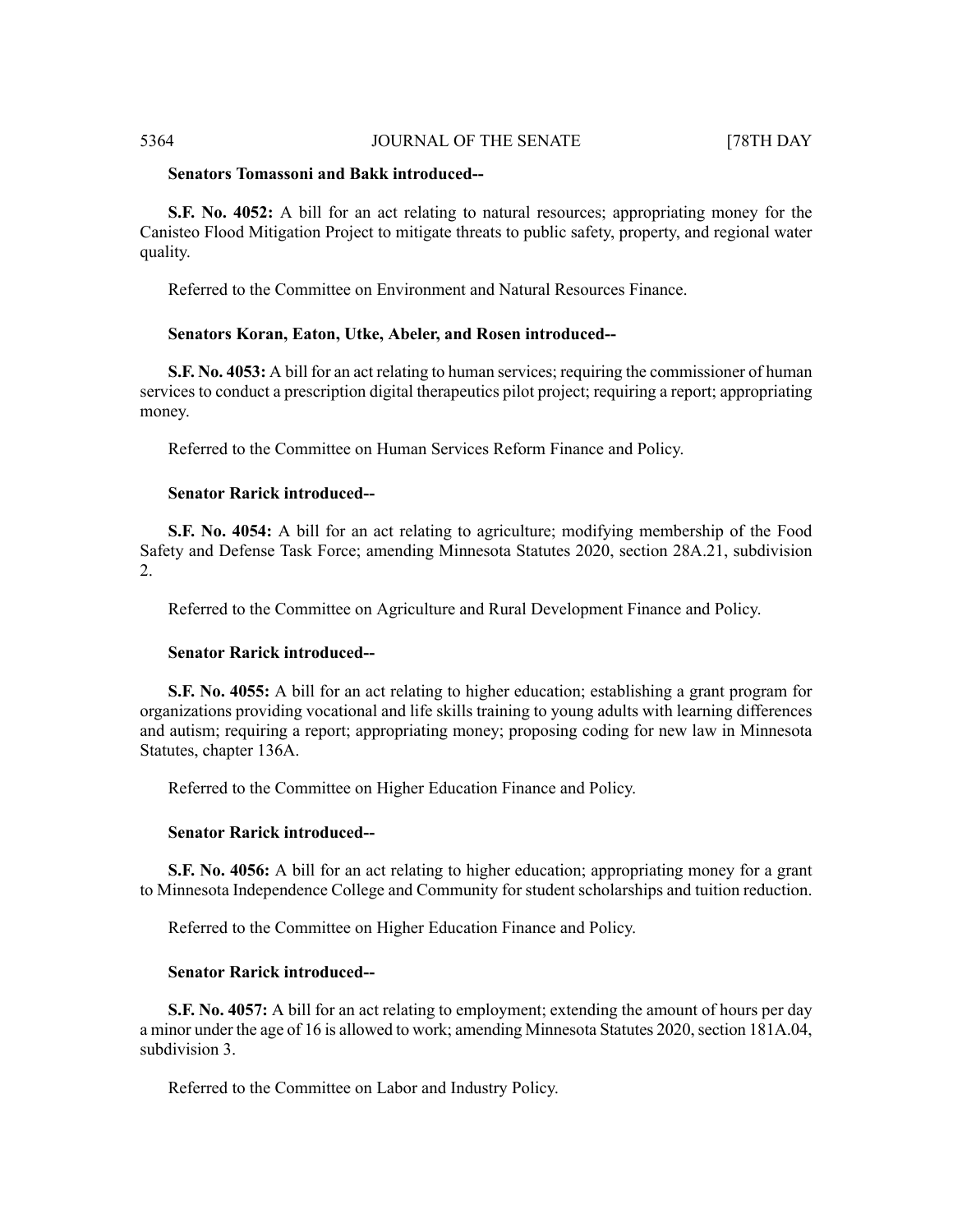**Senators Tomassoni and Bakk introduced--**

**S.F. No. 4052:** A bill for an act relating to natural resources; appropriating money for the Canisteo Flood Mitigation Project to mitigate threats to public safety, property, and regional water quality.

Referred to the Committee on Environment and Natural Resources Finance.

**Senators Koran, Eaton, Utke, Abeler, and Rosen introduced--**

**S.F. No. 4053:** A bill for an act relating to human services; requiring the commissioner of human services to conduct a prescription digital therapeutics pilot project; requiring a report; appropriating money.

Referred to the Committee on Human Services Reform Finance and Policy.

**Senator Rarick introduced--**

**S.F. No. 4054:** A bill for an act relating to agriculture; modifying membership of the Food Safety and Defense Task Force; amending Minnesota Statutes 2020, section 28A.21, subdivision 2.

Referred to the Committee on Agriculture and Rural Development Finance and Policy.

**Senator Rarick introduced--**

**S.F. No. 4055:** A bill for an act relating to higher education; establishing a grant program for organizations providing vocational and life skills training to young adults with learning differences and autism; requiring a report; appropriating money; proposing coding for new law in Minnesota Statutes, chapter 136A.

Referred to the Committee on Higher Education Finance and Policy.

**Senator Rarick introduced--**

**S.F. No. 4056:** A bill for an act relating to higher education; appropriating money for a grant to Minnesota Independence College and Community for student scholarships and tuition reduction.

Referred to the Committee on Higher Education Finance and Policy.

**Senator Rarick introduced--**

**S.F. No. 4057:** A bill for an act relating to employment; extending the amount of hours per day a minor under the age of 16 is allowed to work; amending Minnesota Statutes 2020, section 181A.04, subdivision 3.

Referred to the Committee on Labor and Industry Policy.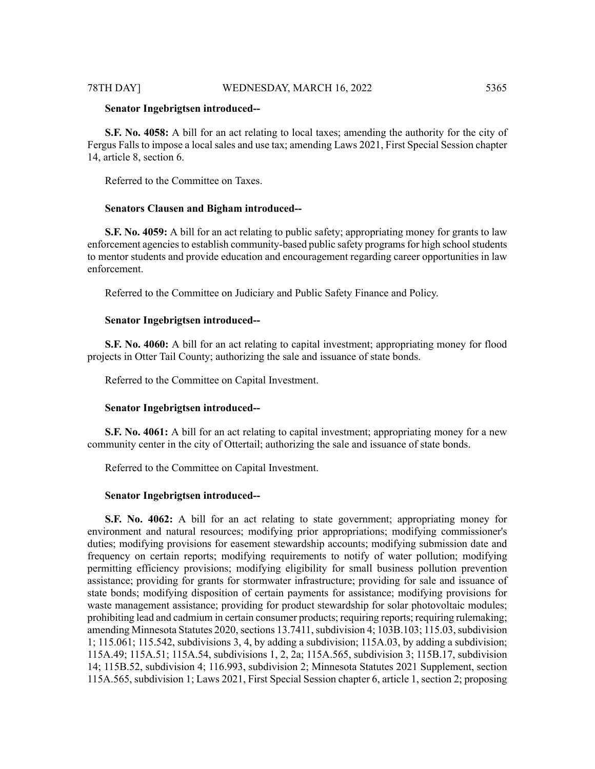**Senator Ingebrigtsen introduced--**

**S.F. No. 4058:** A bill for an act relating to local taxes; amending the authority for the city of Fergus Falls to impose a local sales and use tax; amending Laws 2021, First Special Session chapter 14, article 8, section 6.

Referred to the Committee on Taxes.

**Senators Clausen and Bigham introduced--**

**S.F. No. 4059:** A bill for an act relating to public safety; appropriating money for grants to law enforcement agencies to establish community-based public safety programs for high school students to mentor students and provide education and encouragement regarding career opportunities in law enforcement.

Referred to the Committee on Judiciary and Public Safety Finance and Policy.

**Senator Ingebrigtsen introduced--**

**S.F. No. 4060:** A bill for an act relating to capital investment; appropriating money for flood projects in Otter Tail County; authorizing the sale and issuance of state bonds.

Referred to the Committee on Capital Investment.

**Senator Ingebrigtsen introduced--**

**S.F. No. 4061:** A bill for an act relating to capital investment; appropriating money for a new community center in the city of Ottertail; authorizing the sale and issuance of state bonds.

Referred to the Committee on Capital Investment.

**Senator Ingebrigtsen introduced--**

**S.F. No. 4062:** A bill for an act relating to state government; appropriating money for environment and natural resources; modifying prior appropriations; modifying commissioner's duties; modifying provisions for easement stewardship accounts; modifying submission date and frequency on certain reports; modifying requirements to notify of water pollution; modifying permitting efficiency provisions; modifying eligibility for small business pollution prevention assistance; providing for grants for stormwater infrastructure; providing for sale and issuance of state bonds; modifying disposition of certain payments for assistance; modifying provisions for waste management assistance; providing for product stewardship for solar photovoltaic modules; prohibiting lead and cadmium in certain consumer products; requiring reports; requiring rulemaking; amending Minnesota Statutes 2020, sections 13.7411, subdivision 4; 103B.103; 115.03, subdivision 1; 115.061; 115.542, subdivisions 3, 4, by adding a subdivision; 115A.03, by adding a subdivision; 115A.49; 115A.51; 115A.54, subdivisions 1, 2, 2a; 115A.565, subdivision 3; 115B.17, subdivision 14; 115B.52, subdivision 4; 116.993, subdivision 2; Minnesota Statutes 2021 Supplement, section 115A.565, subdivision 1; Laws 2021, First Special Session chapter 6, article 1, section 2; proposing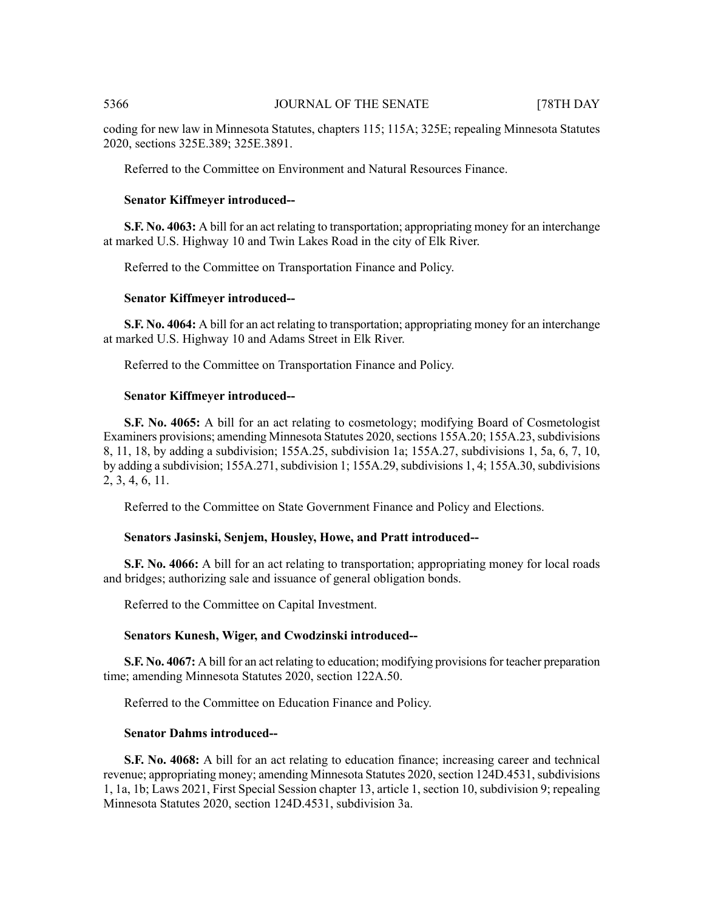coding for new law in Minnesota Statutes, chapters 115; 115A; 325E; repealing Minnesota Statutes 2020, sections 325E.389; 325E.3891.

Referred to the Committee on Environment and Natural Resources Finance.

**Senator Kiffmeyer introduced--**

**S.F. No. 4063:** A bill for an act relating to transportation; appropriating money for an interchange at marked U.S. Highway 10 and Twin Lakes Road in the city of Elk River.

Referred to the Committee on Transportation Finance and Policy.

**Senator Kiffmeyer introduced--**

**S.F. No. 4064:** A bill for an act relating to transportation; appropriating money for an interchange at marked U.S. Highway 10 and Adams Street in Elk River.

Referred to the Committee on Transportation Finance and Policy.

**Senator Kiffmeyer introduced--**

**S.F. No. 4065:** A bill for an act relating to cosmetology; modifying Board of Cosmetologist Examiners provisions; amending Minnesota Statutes 2020, sections 155A.20; 155A.23, subdivisions 8, 11, 18, by adding a subdivision; 155A.25, subdivision 1a; 155A.27, subdivisions 1, 5a, 6, 7, 10, by adding a subdivision; 155A.271, subdivision 1; 155A.29, subdivisions 1, 4; 155A.30, subdivisions 2, 3, 4, 6, 11.

Referred to the Committee on State Government Finance and Policy and Elections.

**Senators Jasinski, Senjem, Housley, Howe, and Pratt introduced--**

**S.F. No. 4066:** A bill for an act relating to transportation; appropriating money for local roads and bridges; authorizing sale and issuance of general obligation bonds.

Referred to the Committee on Capital Investment.

**Senators Kunesh, Wiger, and Cwodzinski introduced--**

**S.F. No. 4067:** A bill for an act relating to education; modifying provisions for teacher preparation time; amending Minnesota Statutes 2020, section 122A.50.

Referred to the Committee on Education Finance and Policy.

**Senator Dahms introduced--**

**S.F. No. 4068:** A bill for an act relating to education finance; increasing career and technical revenue; appropriating money; amending Minnesota Statutes 2020, section 124D.4531, subdivisions 1, 1a, 1b; Laws 2021, First Special Session chapter 13, article 1, section 10, subdivision 9; repealing Minnesota Statutes 2020, section 124D.4531, subdivision 3a.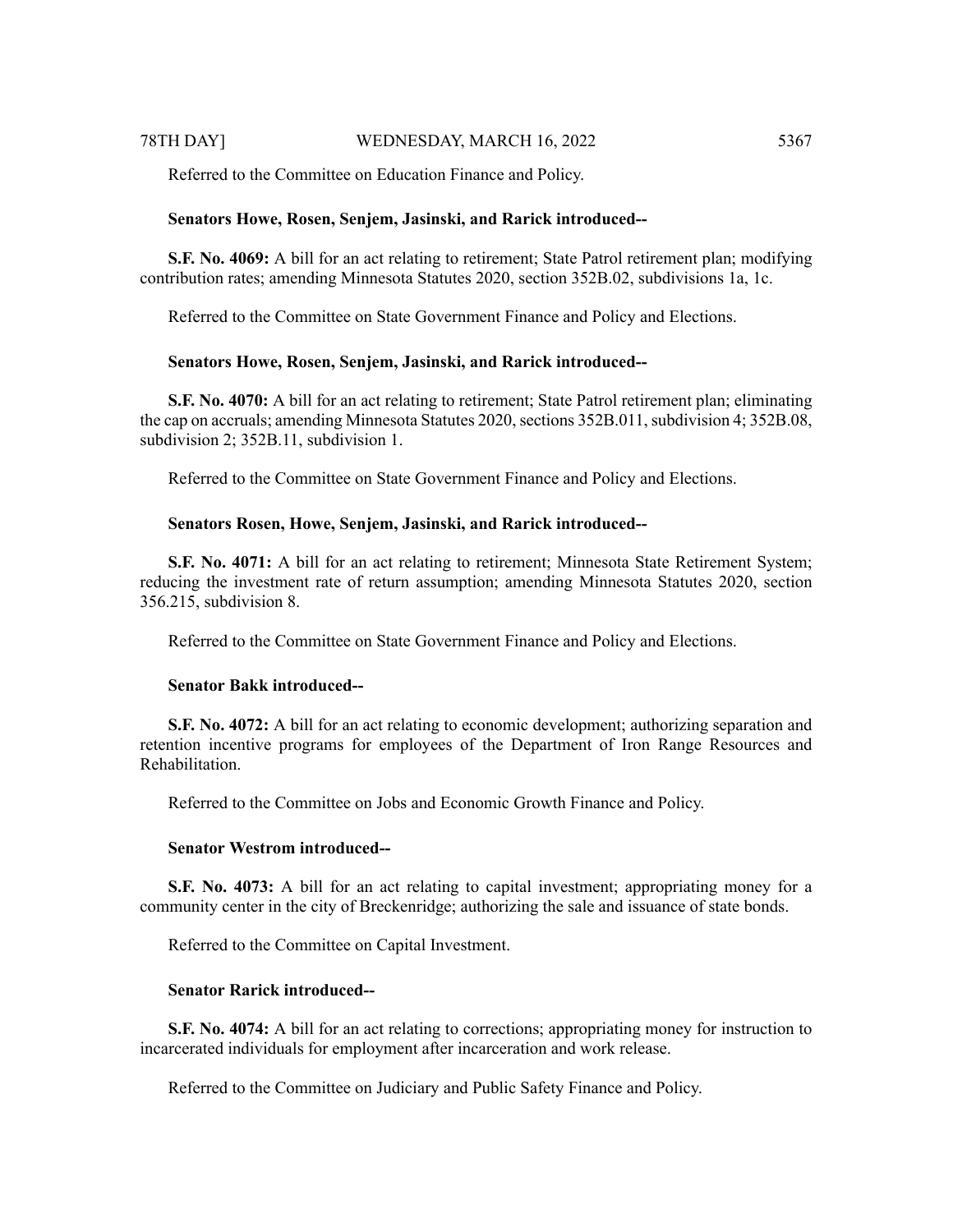Referred to the Committee on Education Finance and Policy.

**Senators Howe, Rosen, Senjem, Jasinski, and Rarick introduced--**

**S.F. No. 4069:** A bill for an act relating to retirement; State Patrol retirement plan; modifying contribution rates; amending Minnesota Statutes 2020, section 352B.02, subdivisions 1a, 1c.

Referred to the Committee on State Government Finance and Policy and Elections.

**Senators Howe, Rosen, Senjem, Jasinski, and Rarick introduced--**

**S.F. No. 4070:** A bill for an act relating to retirement; State Patrol retirement plan; eliminating the cap on accruals; amending Minnesota Statutes 2020, sections 352B.011, subdivision 4; 352B.08, subdivision 2; 352B.11, subdivision 1.

Referred to the Committee on State Government Finance and Policy and Elections.

**Senators Rosen, Howe, Senjem, Jasinski, and Rarick introduced--**

**S.F. No. 4071:** A bill for an act relating to retirement; Minnesota State Retirement System; reducing the investment rate of return assumption; amending Minnesota Statutes 2020, section 356.215, subdivision 8.

Referred to the Committee on State Government Finance and Policy and Elections.

**Senator Bakk introduced--**

**S.F. No. 4072:** A bill for an act relating to economic development; authorizing separation and retention incentive programs for employees of the Department of Iron Range Resources and Rehabilitation.

Referred to the Committee on Jobs and Economic Growth Finance and Policy.

**Senator Westrom introduced--**

**S.F. No. 4073:** A bill for an act relating to capital investment; appropriating money for a community center in the city of Breckenridge; authorizing the sale and issuance of state bonds.

Referred to the Committee on Capital Investment.

**Senator Rarick introduced--**

**S.F. No. 4074:** A bill for an act relating to corrections; appropriating money for instruction to incarcerated individuals for employment after incarceration and work release.

Referred to the Committee on Judiciary and Public Safety Finance and Policy.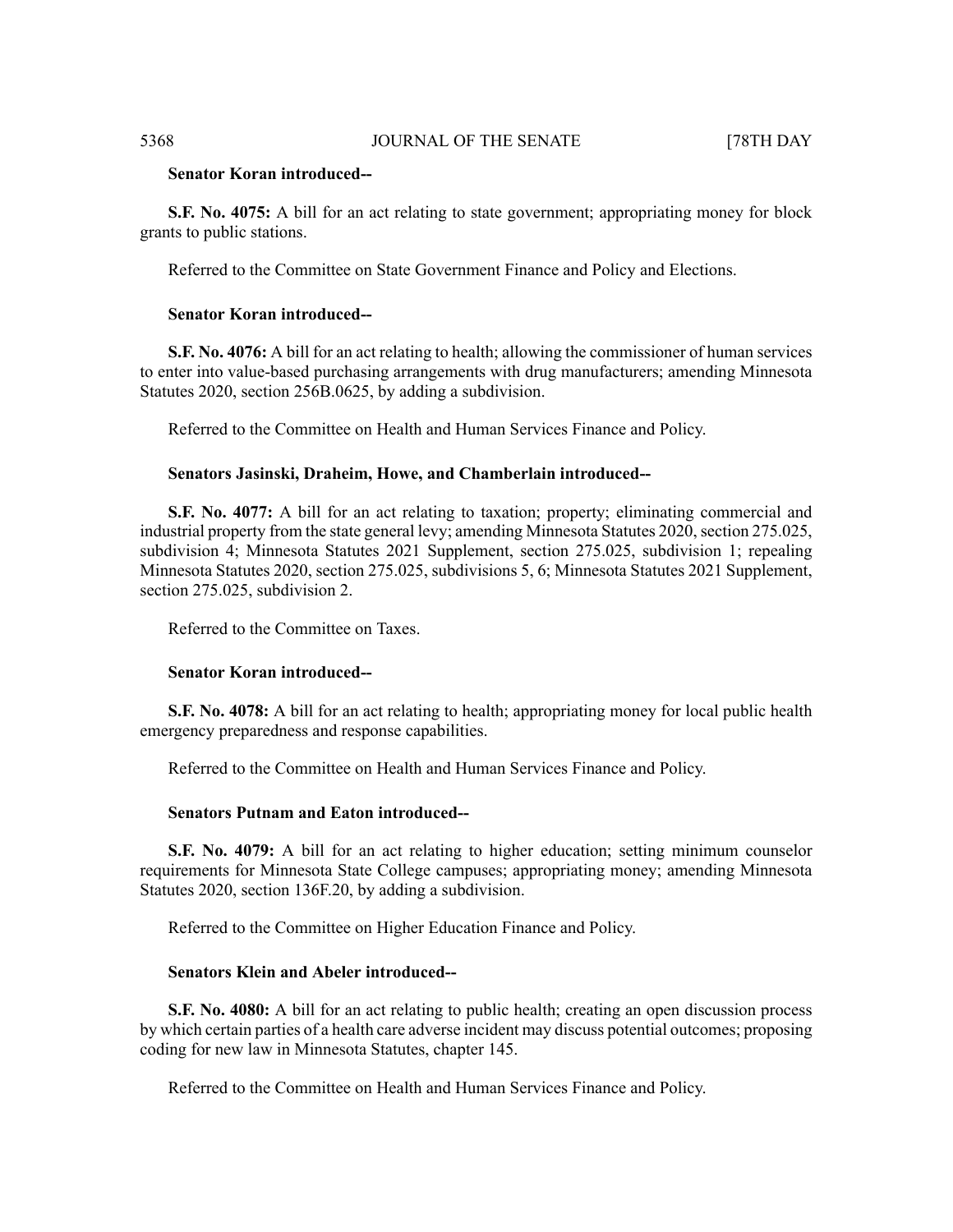**Senator Koran introduced--**

**S.F. No. 4075:** A bill for an act relating to state government; appropriating money for block grants to public stations.

Referred to the Committee on State Government Finance and Policy and Elections.

**Senator Koran introduced--**

**S.F. No. 4076:** A bill for an act relating to health; allowing the commissioner of human services to enter into value-based purchasing arrangements with drug manufacturers; amending Minnesota Statutes 2020, section 256B.0625, by adding a subdivision.

Referred to the Committee on Health and Human Services Finance and Policy.

**Senators Jasinski, Draheim, Howe, and Chamberlain introduced--**

**S.F. No. 4077:** A bill for an act relating to taxation; property; eliminating commercial and industrial property from the state general levy; amending Minnesota Statutes 2020, section 275.025, subdivision 4; Minnesota Statutes 2021 Supplement, section 275.025, subdivision 1; repealing Minnesota Statutes 2020, section 275.025, subdivisions 5, 6; Minnesota Statutes 2021 Supplement, section 275.025, subdivision 2.

Referred to the Committee on Taxes.

**Senator Koran introduced--**

**S.F. No. 4078:** A bill for an act relating to health; appropriating money for local public health emergency preparedness and response capabilities.

Referred to the Committee on Health and Human Services Finance and Policy.

**Senators Putnam and Eaton introduced--**

**S.F. No. 4079:** A bill for an act relating to higher education; setting minimum counselor requirements for Minnesota State College campuses; appropriating money; amending Minnesota Statutes 2020, section 136F.20, by adding a subdivision.

Referred to the Committee on Higher Education Finance and Policy.

**Senators Klein and Abeler introduced--**

**S.F. No. 4080:** A bill for an act relating to public health; creating an open discussion process by which certain parties of a health care adverse incident may discuss potential outcomes; proposing coding for new law in Minnesota Statutes, chapter 145.

Referred to the Committee on Health and Human Services Finance and Policy.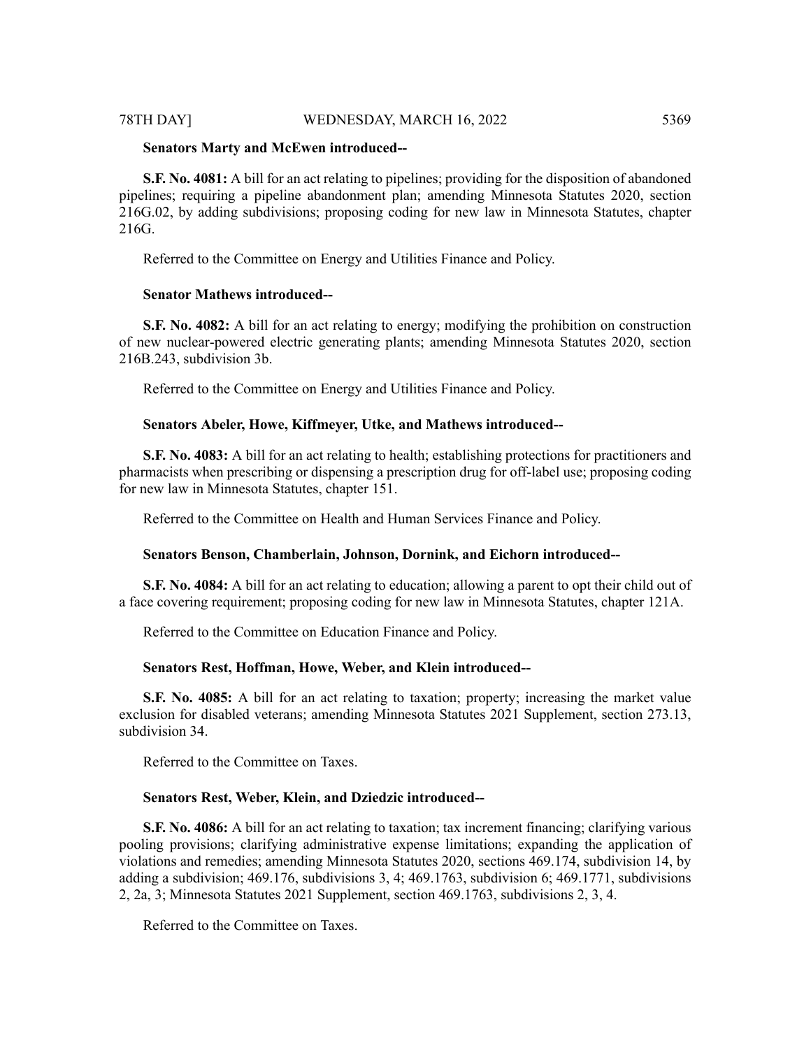**Senators Marty and McEwen introduced--**

**S.F. No. 4081:** A bill for an act relating to pipelines; providing for the disposition of abandoned pipelines; requiring a pipeline abandonment plan; amending Minnesota Statutes 2020, section 216G.02, by adding subdivisions; proposing coding for new law in Minnesota Statutes, chapter 216G.

Referred to the Committee on Energy and Utilities Finance and Policy.

**Senator Mathews introduced--**

**S.F. No. 4082:** A bill for an act relating to energy; modifying the prohibition on construction of new nuclear-powered electric generating plants; amending Minnesota Statutes 2020, section 216B.243, subdivision 3b.

Referred to the Committee on Energy and Utilities Finance and Policy.

**Senators Abeler, Howe, Kiffmeyer, Utke, and Mathews introduced--**

**S.F. No. 4083:** A bill for an act relating to health; establishing protections for practitioners and pharmacists when prescribing or dispensing a prescription drug for off-label use; proposing coding for new law in Minnesota Statutes, chapter 151.

Referred to the Committee on Health and Human Services Finance and Policy.

**Senators Benson, Chamberlain, Johnson, Dornink, and Eichorn introduced--**

**S.F. No. 4084:** A bill for an act relating to education; allowing a parent to opt their child out of a face covering requirement; proposing coding for new law in Minnesota Statutes, chapter 121A.

Referred to the Committee on Education Finance and Policy.

**Senators Rest, Hoffman, Howe, Weber, and Klein introduced--**

**S.F. No. 4085:** A bill for an act relating to taxation; property; increasing the market value exclusion for disabled veterans; amending Minnesota Statutes 2021 Supplement, section 273.13, subdivision 34.

Referred to the Committee on Taxes.

**Senators Rest, Weber, Klein, and Dziedzic introduced--**

**S.F. No. 4086:** A bill for an act relating to taxation; tax increment financing; clarifying various pooling provisions; clarifying administrative expense limitations; expanding the application of violations and remedies; amending Minnesota Statutes 2020, sections 469.174, subdivision 14, by adding a subdivision; 469.176, subdivisions 3, 4; 469.1763, subdivision 6; 469.1771, subdivisions 2, 2a, 3; Minnesota Statutes 2021 Supplement, section 469.1763, subdivisions 2, 3, 4.

Referred to the Committee on Taxes.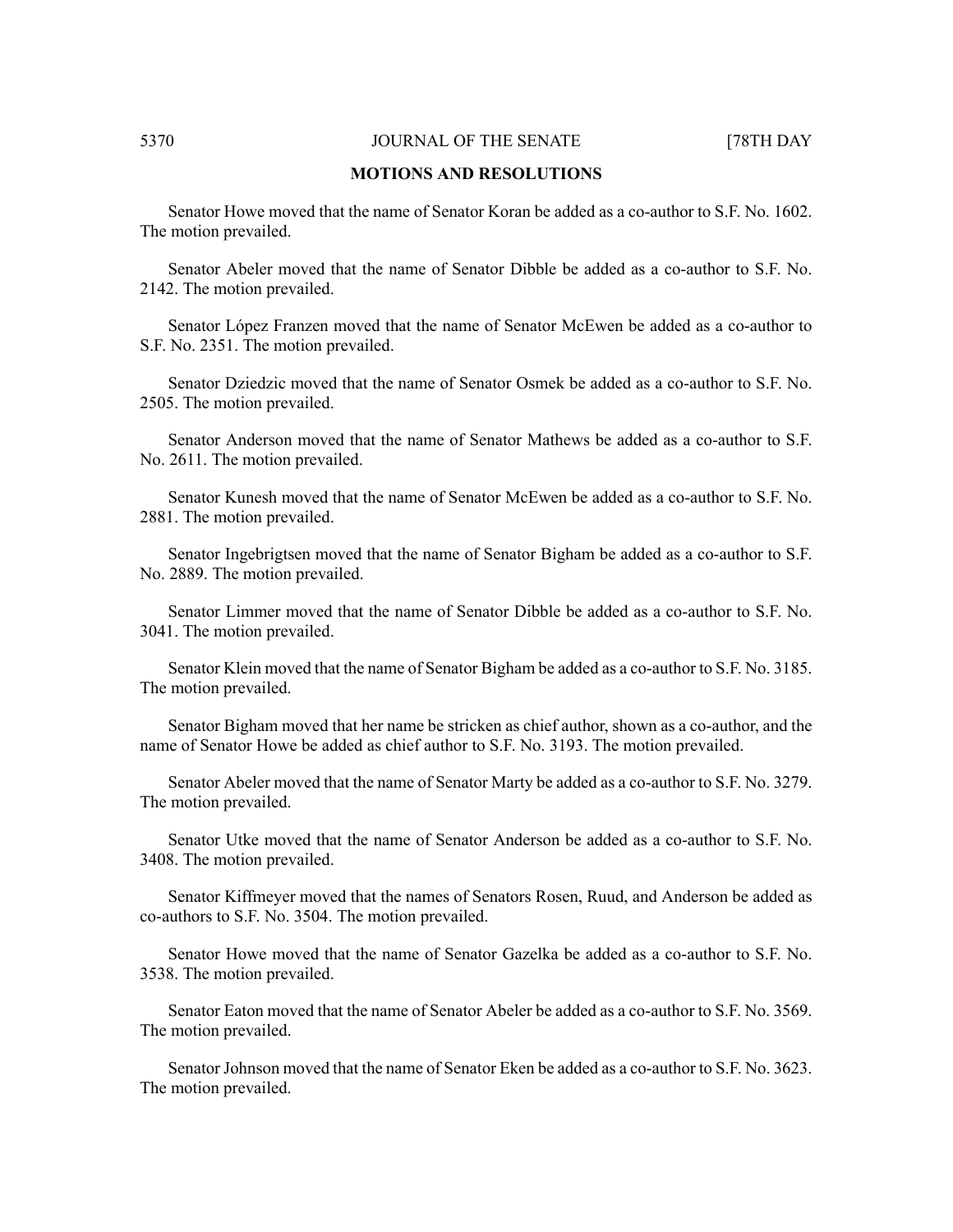## MOTIONS AND RESOLUTIONS

Senator Howe moved that the name of Senator Koran be added as a co-author to S.F. No. 1602. The motion prevailed.

Senator Abeler moved that the name of Senator Dibble be added as a co-author to S.F. No. 2142. The motion prevailed.

Senator López Franzen moved that the name of Senator McEwen be added as a co-author to S.F. No. 2351. The motion prevailed.

Senator Dziedzic moved that the name of Senator Osmek be added as a co-author to S.F. No. 2505. The motion prevailed.

Senator Anderson moved that the name of Senator Mathews be added as a co-author to S.F. No. 2611. The motion prevailed.

Senator Kunesh moved that the name of Senator McEwen be added as a co-author to S.F. No. 2881. The motion prevailed.

Senator Ingebrigtsen moved that the name of Senator Bigham be added as a co-author to S.F. No. 2889. The motion prevailed.

Senator Limmer moved that the name of Senator Dibble be added as a co-author to S.F. No. 3041. The motion prevailed.

Senator Klein moved that the name of Senator Bigham be added as a co-author to S.F. No. 3185. The motion prevailed.

Senator Bigham moved that her name be stricken as chief author, shown as a co-author, and the name of Senator Howe be added as chief author to S.F. No. 3193. The motion prevailed.

Senator Abeler moved that the name of Senator Marty be added as a co-author to S.F. No. 3279. The motion prevailed.

Senator Utke moved that the name of Senator Anderson be added as a co-author to S.F. No. 3408. The motion prevailed.

Senator Kiffmeyer moved that the names of Senators Rosen, Ruud, and Anderson be added as co-authors to S.F. No. 3504. The motion prevailed.

Senator Howe moved that the name of Senator Gazelka be added as a co-author to S.F. No. 3538. The motion prevailed.

Senator Eaton moved that the name of Senator Abeler be added as a co-author to S.F. No. 3569. The motion prevailed.

Senator Johnson moved that the name of Senator Eken be added as a co-author to S.F. No. 3623. The motion prevailed.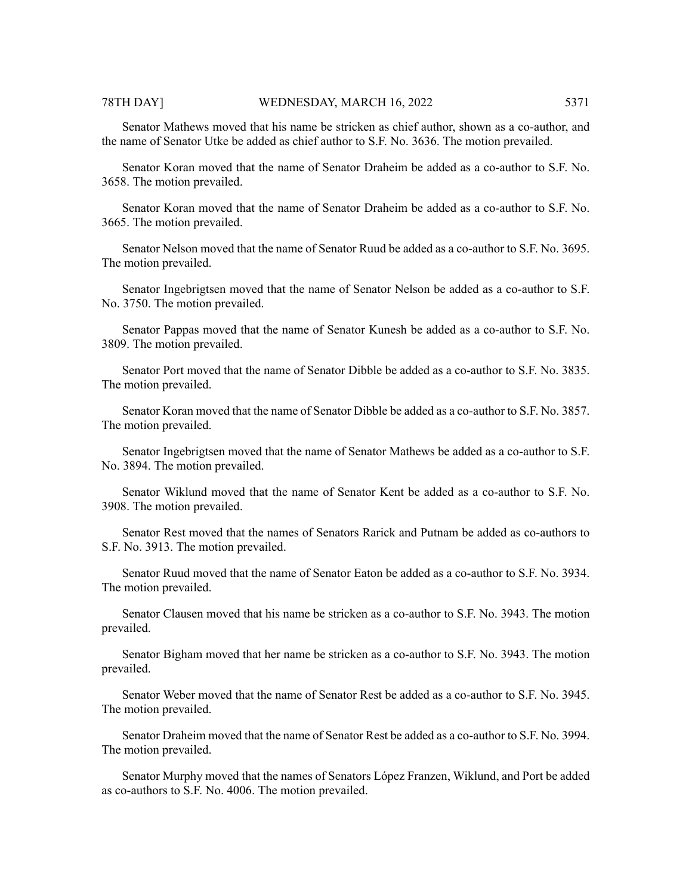Senator Mathews moved that his name be stricken as chief author, shown as a co-author, and the name of Senator Utke be added as chief author to S.F. No. 3636. The motion prevailed.

Senator Koran moved that the name of Senator Draheim be added as a co-author to S.F. No. 3658. The motion prevailed.

Senator Koran moved that the name of Senator Draheim be added as a co-author to S.F. No. 3665. The motion prevailed.

Senator Nelson moved that the name of Senator Ruud be added as a co-author to S.F. No. 3695. The motion prevailed.

Senator Ingebrigtsen moved that the name of Senator Nelson be added as a co-author to S.F. No. 3750. The motion prevailed.

Senator Pappas moved that the name of Senator Kunesh be added as a co-author to S.F. No. 3809. The motion prevailed.

Senator Port moved that the name of Senator Dibble be added as a co-author to S.F. No. 3835. The motion prevailed.

Senator Koran moved that the name of Senator Dibble be added as a co-author to S.F. No. 3857. The motion prevailed.

Senator Ingebrigtsen moved that the name of Senator Mathews be added as a co-author to S.F. No. 3894. The motion prevailed.

Senator Wiklund moved that the name of Senator Kent be added as a co-author to S.F. No. 3908. The motion prevailed.

Senator Rest moved that the names of Senators Rarick and Putnam be added as co-authors to S.F. No. 3913. The motion prevailed.

Senator Ruud moved that the name of Senator Eaton be added as a co-author to S.F. No. 3934. The motion prevailed.

Senator Clausen moved that his name be stricken as a co-author to S.F. No. 3943. The motion prevailed.

Senator Bigham moved that her name be stricken as a co-author to S.F. No. 3943. The motion prevailed.

Senator Weber moved that the name of Senator Rest be added as a co-author to S.F. No. 3945. The motion prevailed.

Senator Draheim moved that the name of Senator Rest be added as a co-author to S.F. No. 3994. The motion prevailed.

Senator Murphy moved that the names of Senators López Franzen, Wiklund, and Port be added as co-authors to S.F. No. 4006. The motion prevailed.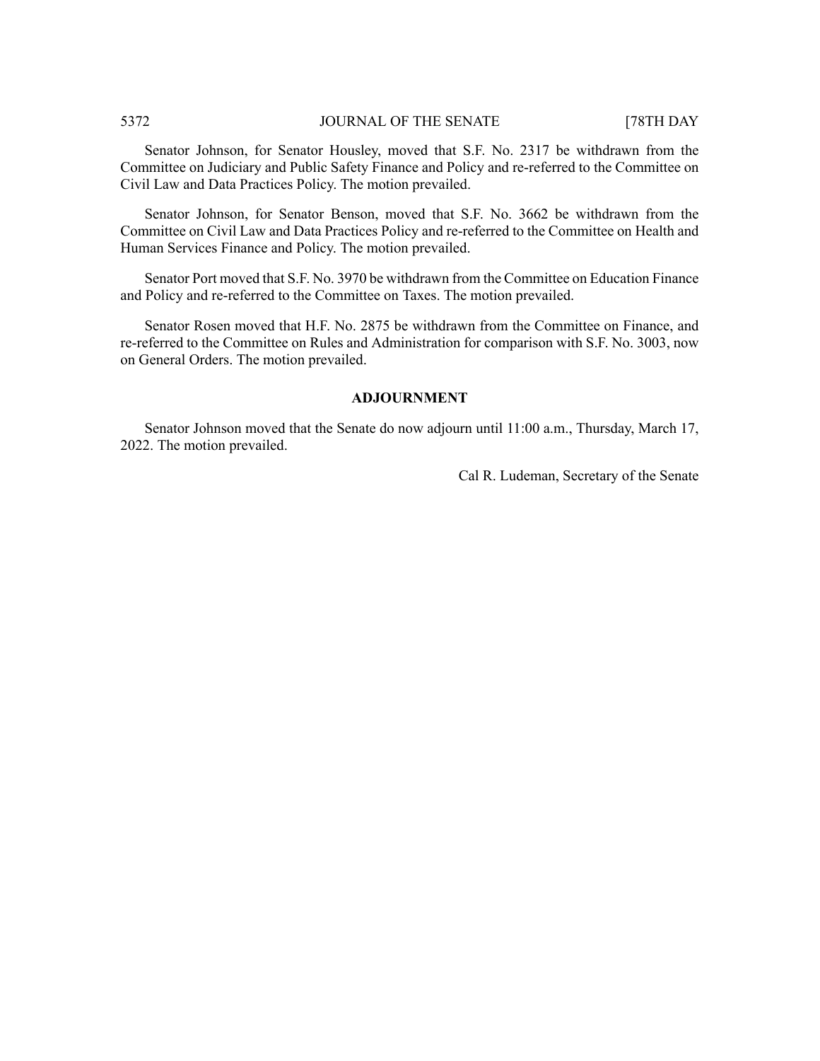Senator Johnson, for Senator Housley, moved that S.F. No. 2317 be withdrawn from the Committee on Judiciary and Public Safety Finance and Policy and re-referred to the Committee on Civil Law and Data Practices Policy. The motion prevailed.

Senator Johnson, for Senator Benson, moved that S.F. No. 3662 be withdrawn from the Committee on Civil Law and Data Practices Policy and re-referred to the Committee on Health and Human Services Finance and Policy. The motion prevailed.

Senator Port moved that S.F. No. 3970 be withdrawn from the Committee on Education Finance and Policy and re-referred to the Committee on Taxes. The motion prevailed.

Senator Rosen moved that H.F. No. 2875 be withdrawn from the Committee on Finance, and re-referred to the Committee on Rules and Administration for comparison with S.F. No. 3003, now on General Orders. The motion prevailed.

## ADJOURNMENT

Senator Johnson moved that the Senate do now adjourn until 11:00 a.m., Thursday, March 17, 2022. The motion prevailed.

Cal R. Ludeman, Secretary of the Senate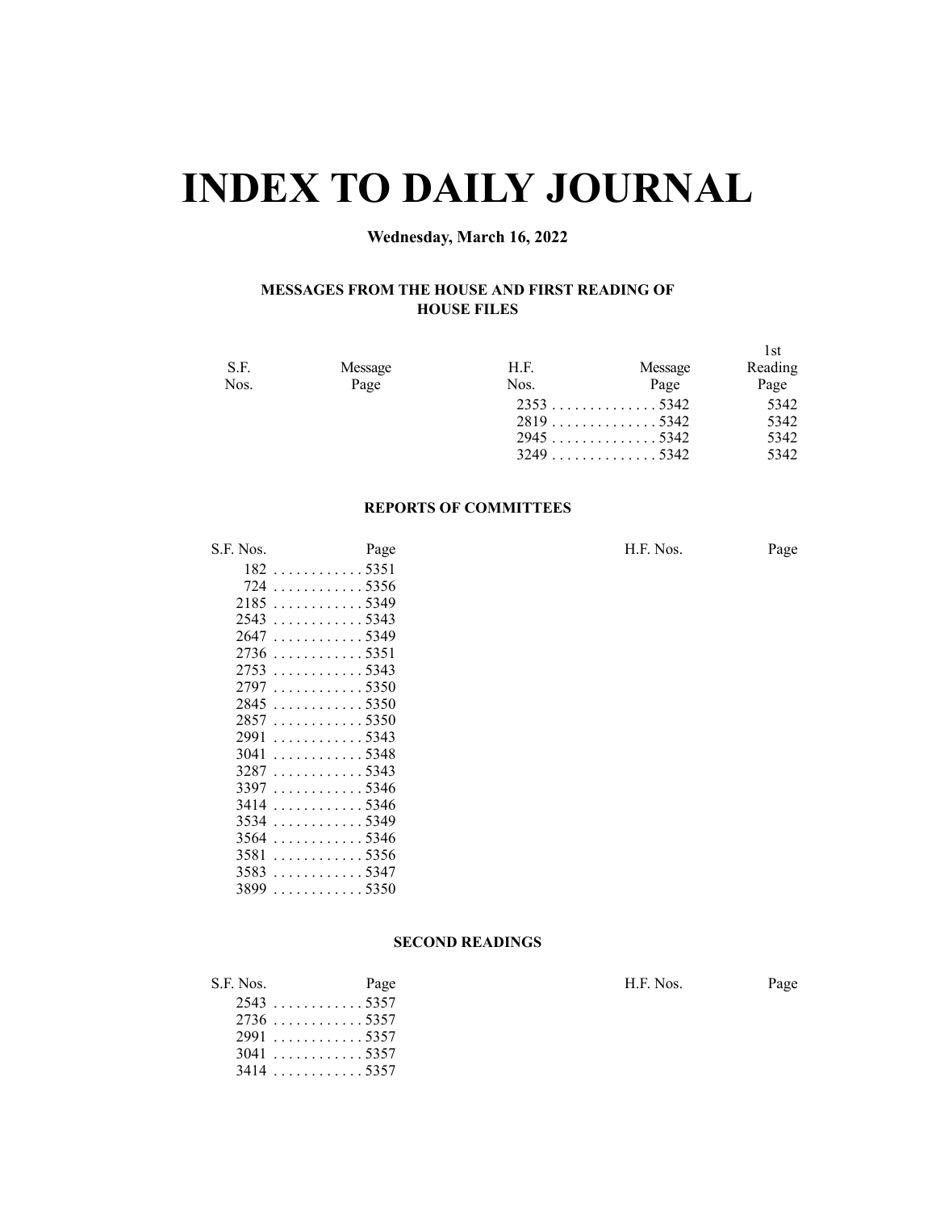# INDEX TO DAILY JOURNAL

**Wednesday, March 16, 2022**

### MESSAGES FROM THE HOUSE AND FIRST READING OF HOUSE FILES

| S.F. Nos. | Message Page | H.F. Nos. | Message Page | 1st Reading Page |
|---|---|---|---|---|
| | | 2353 | 5342 | 5342 |
| | | 2819 | 5342 | 5342 |
| | | 2945 | 5342 | 5342 |
| | | 3249 | 5342 | 5342 |

### REPORTS OF COMMITTEES

| S.F. Nos. | Page | H.F. Nos. | Page |
|---|---|---|---|
| 182 | 5351 | | |
| 724 | 5356 | | |
| 2185 | 5349 | | |
| 2543 | 5343 | | |
| 2647 | 5349 | | |
| 2736 | 5351 | | |
| 2753 | 5343 | | |
| 2797 | 5350 | | |
| 2845 | 5350 | | |
| 2857 | 5350 | | |
| 2991 | 5343 | | |
| 3041 | 5348 | | |
| 3287 | 5343 | | |
| 3397 | 5346 | | |
| 3414 | 5346 | | |
| 3534 | 5349 | | |
| 3564 | 5346 | | |
| 3581 | 5356 | | |
| 3583 | 5347 | | |
| 3899 | 5350 | | |

### SECOND READINGS

| S.F. Nos. | Page | H.F. Nos. | Page |
|---|---|---|---|
| 2543 | 5357 | | |
| 2736 | 5357 | | |
| 2991 | 5357 | | |
| 3041 | 5357 | | |
| 3414 | 5357 | | |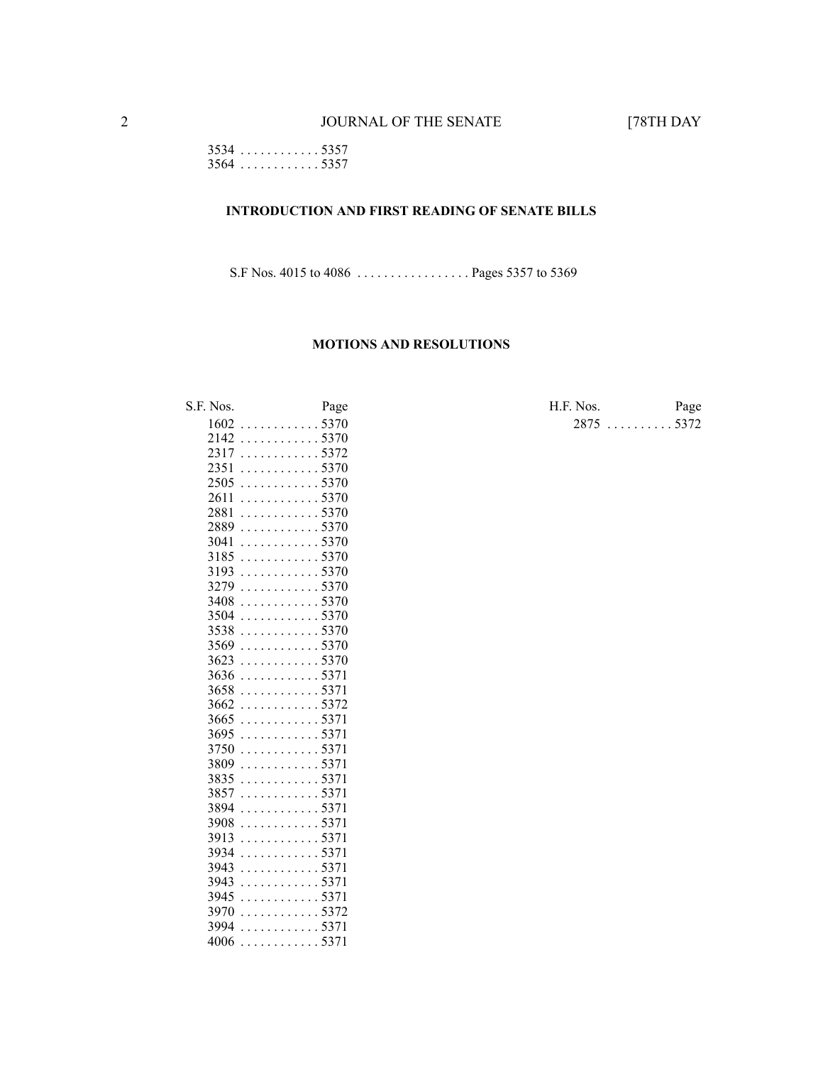| | |
|---|---|
| 3534 | 5357 |
| 3564 | 5357 |

## INTRODUCTION AND FIRST READING OF SENATE BILLS

S.F Nos. 4015 to 4086 . . . . . . . . . . . . . . . . . Pages 5357 to 5369

## MOTIONS AND RESOLUTIONS

| S.F. Nos. | Page |
|---|---|
| 1602 | 5370 |
| 2142 | 5370 |
| 2317 | 5372 |
| 2351 | 5370 |
| 2505 | 5370 |
| 2611 | 5370 |
| 2881 | 5370 |
| 2889 | 5370 |
| 3041 | 5370 |
| 3185 | 5370 |
| 3193 | 5370 |
| 3279 | 5370 |
| 3408 | 5370 |
| 3504 | 5370 |
| 3538 | 5370 |
| 3569 | 5370 |
| 3623 | 5370 |
| 3636 | 5371 |
| 3658 | 5371 |
| 3662 | 5372 |
| 3665 | 5371 |
| 3695 | 5371 |
| 3750 | 5371 |
| 3809 | 5371 |
| 3835 | 5371 |
| 3857 | 5371 |
| 3894 | 5371 |
| 3908 | 5371 |
| 3913 | 5371 |
| 3934 | 5371 |
| 3943 | 5371 |
| 3943 | 5371 |
| 3945 | 5371 |
| 3970 | 5372 |
| 3994 | 5371 |
| 4006 | 5371 |

| H.F. Nos. | Page |
|---|---|
| 2875 | 5372 |